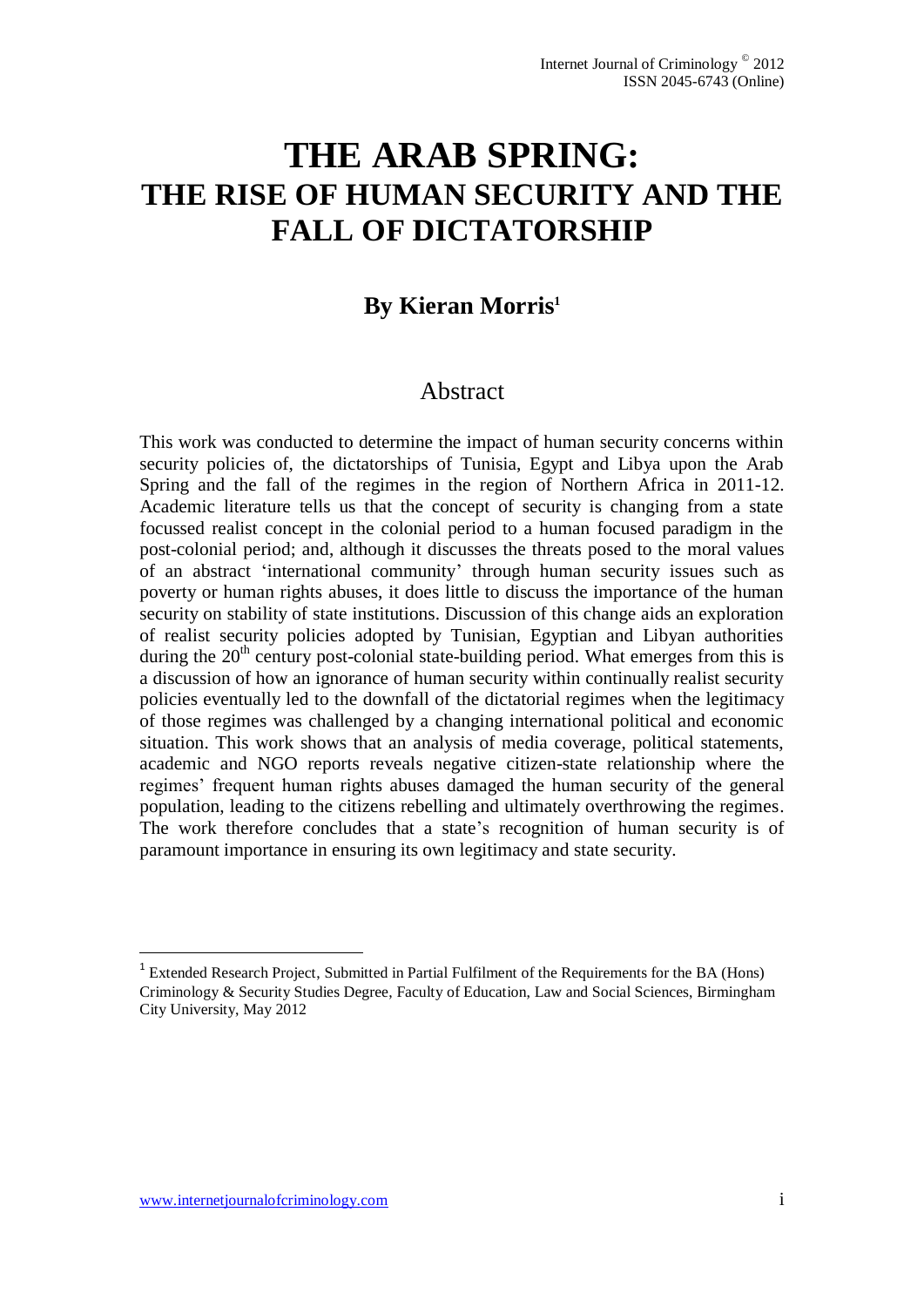# THE ARAB SPRING: THE RISE OF HUMAN SECURITY AND THE FALL OF DICTATORSHIP

## By Kieran Morris[1]

## Abstract

This work was conducted to determine the impact of human security concerns within security policies of, the dictatorships of Tunisia, Egypt and Libya upon the Arab Spring and the fall of the regimes in the region of Northern Africa in 2011-12. Academic literature tells us that the concept of security is changing from a state focussed realist concept in the colonial period to a human focused paradigm in the post-colonial period; and, although it discusses the threats posed to the moral values of an abstract 'international community' through human security issues such as poverty or human rights abuses, it does little to discuss the importance of the human security on stability of state institutions. Discussion of this change aids an exploration of realist security policies adopted by Tunisian, Egyptian and Libyan authorities during the 20th century post-colonial state-building period. What emerges from this is a discussion of how an ignorance of human security within continually realist security policies eventually led to the downfall of the dictatorial regimes when the legitimacy of those regimes was challenged by a changing international political and economic situation. This work shows that an analysis of media coverage, political statements, academic and NGO reports reveals negative citizen-state relationship where the regimes' frequent human rights abuses damaged the human security of the general population, leading to the citizens rebelling and ultimately overthrowing the regimes. The work therefore concludes that a state's recognition of human security is of paramount importance in ensuring its own legitimacy and state security.

[1] Extended Research Project, Submitted in Partial Fulfilment of the Requirements for the BA (Hons) Criminology & Security Studies Degree, Faculty of Education, Law and Social Sciences, Birmingham City University, May 2012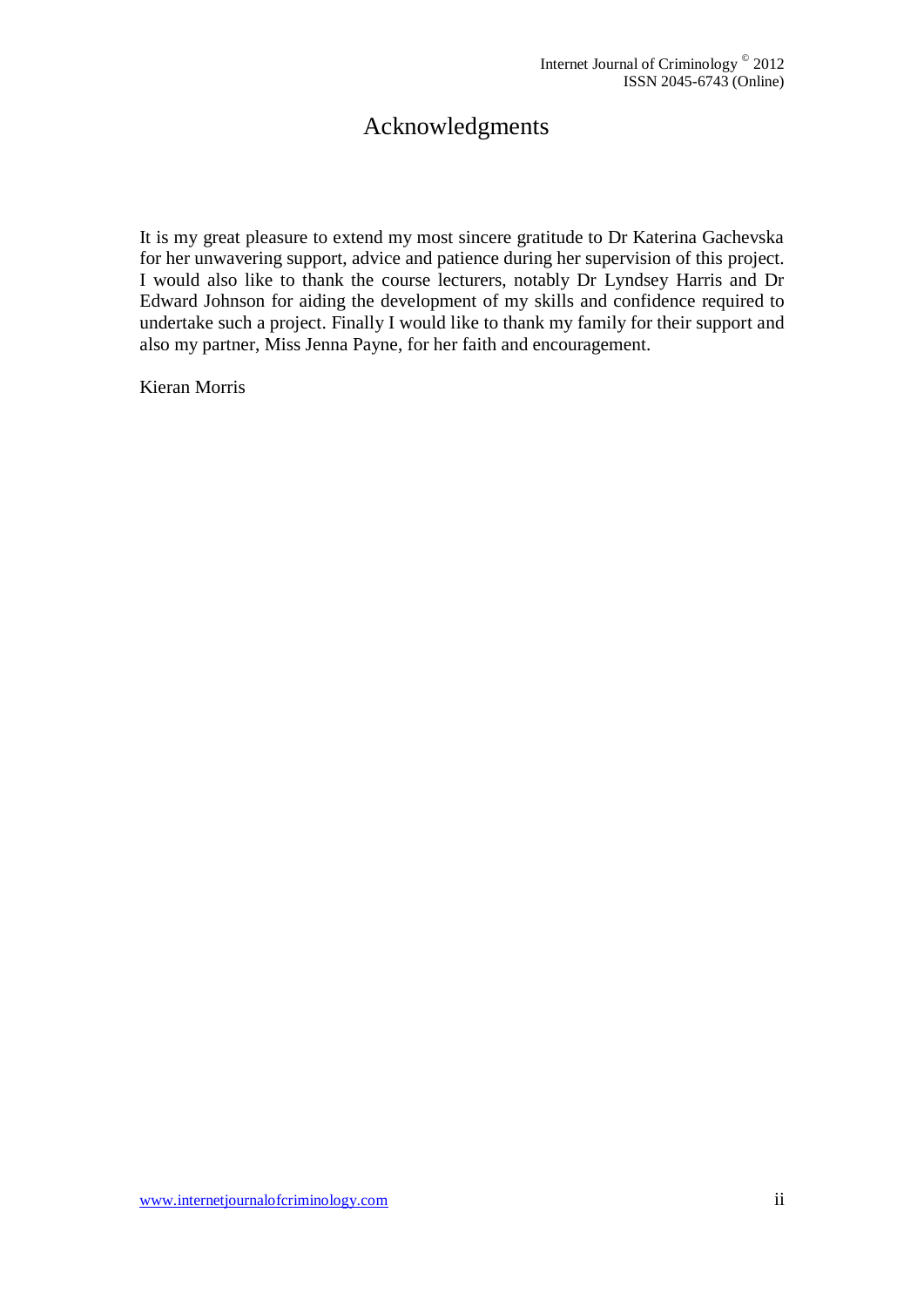# Acknowledgments

It is my great pleasure to extend my most sincere gratitude to Dr Katerina Gachevska for her unwavering support, advice and patience during her supervision of this project. I would also like to thank the course lecturers, notably Dr Lyndsey Harris and Dr Edward Johnson for aiding the development of my skills and confidence required to undertake such a project. Finally I would like to thank my family for their support and also my partner, Miss Jenna Payne, for her faith and encouragement.

Kieran Morris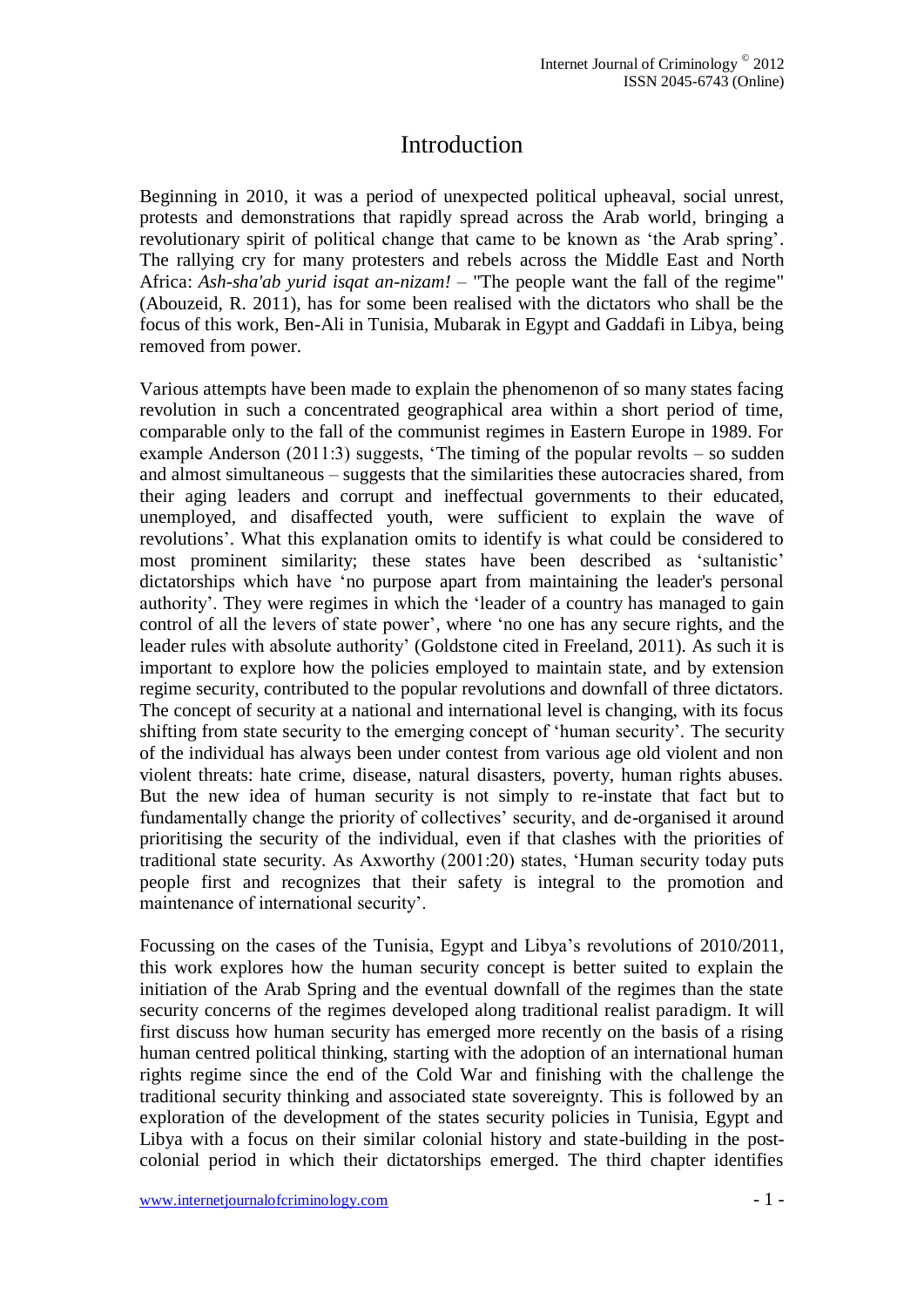# Introduction

Beginning in 2010, it was a period of unexpected political upheaval, social unrest, protests and demonstrations that rapidly spread across the Arab world, bringing a revolutionary spirit of political change that came to be known as 'the Arab spring'. The rallying cry for many protesters and rebels across the Middle East and North Africa: *Ash-sha'ab yurid isqat an-nizam!* – "The people want the fall of the regime" (Abouzeid, R. 2011), has for some been realised with the dictators who shall be the focus of this work, Ben-Ali in Tunisia, Mubarak in Egypt and Gaddafi in Libya, being removed from power.

Various attempts have been made to explain the phenomenon of so many states facing revolution in such a concentrated geographical area within a short period of time, comparable only to the fall of the communist regimes in Eastern Europe in 1989. For example Anderson (2011:3) suggests, 'The timing of the popular revolts – so sudden and almost simultaneous – suggests that the similarities these autocracies shared, from their aging leaders and corrupt and ineffectual governments to their educated, unemployed, and disaffected youth, were sufficient to explain the wave of revolutions'. What this explanation omits to identify is what could be considered to most prominent similarity; these states have been described as 'sultanistic' dictatorships which have 'no purpose apart from maintaining the leader's personal authority'. They were regimes in which the 'leader of a country has managed to gain control of all the levers of state power', where 'no one has any secure rights, and the leader rules with absolute authority' (Goldstone cited in Freeland, 2011). As such it is important to explore how the policies employed to maintain state, and by extension regime security, contributed to the popular revolutions and downfall of three dictators. The concept of security at a national and international level is changing, with its focus shifting from state security to the emerging concept of 'human security'. The security of the individual has always been under contest from various age old violent and non violent threats: hate crime, disease, natural disasters, poverty, human rights abuses. But the new idea of human security is not simply to re-instate that fact but to fundamentally change the priority of collectives' security, and de-organised it around prioritising the security of the individual, even if that clashes with the priorities of traditional state security. As Axworthy (2001:20) states, 'Human security today puts people first and recognizes that their safety is integral to the promotion and maintenance of international security'.

Focussing on the cases of the Tunisia, Egypt and Libya's revolutions of 2010/2011, this work explores how the human security concept is better suited to explain the initiation of the Arab Spring and the eventual downfall of the regimes than the state security concerns of the regimes developed along traditional realist paradigm. It will first discuss how human security has emerged more recently on the basis of a rising human centred political thinking, starting with the adoption of an international human rights regime since the end of the Cold War and finishing with the challenge the traditional security thinking and associated state sovereignty. This is followed by an exploration of the development of the states security policies in Tunisia, Egypt and Libya with a focus on their similar colonial history and state-building in the post-colonial period in which their dictatorships emerged. The third chapter identifies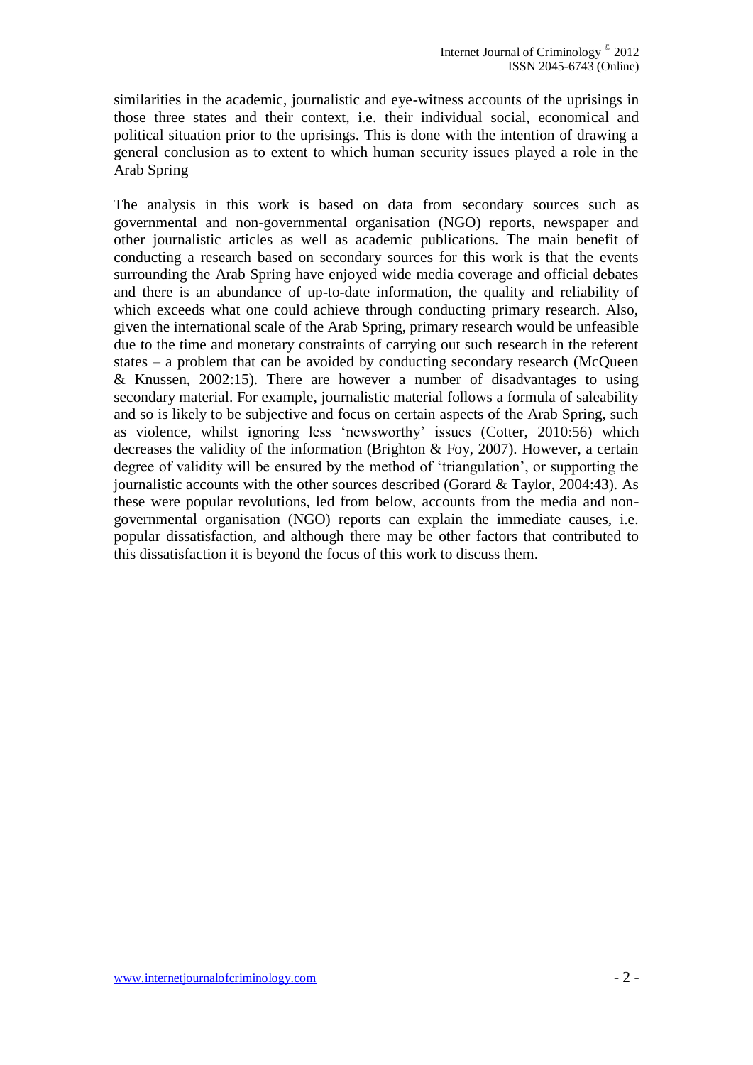similarities in the academic, journalistic and eye-witness accounts of the uprisings in those three states and their context, i.e. their individual social, economical and political situation prior to the uprisings. This is done with the intention of drawing a general conclusion as to extent to which human security issues played a role in the Arab Spring

The analysis in this work is based on data from secondary sources such as governmental and non-governmental organisation (NGO) reports, newspaper and other journalistic articles as well as academic publications. The main benefit of conducting a research based on secondary sources for this work is that the events surrounding the Arab Spring have enjoyed wide media coverage and official debates and there is an abundance of up-to-date information, the quality and reliability of which exceeds what one could achieve through conducting primary research. Also, given the international scale of the Arab Spring, primary research would be unfeasible due to the time and monetary constraints of carrying out such research in the referent states – a problem that can be avoided by conducting secondary research (McQueen & Knussen, 2002:15). There are however a number of disadvantages to using secondary material. For example, journalistic material follows a formula of saleability and so is likely to be subjective and focus on certain aspects of the Arab Spring, such as violence, whilst ignoring less 'newsworthy' issues (Cotter, 2010:56) which decreases the validity of the information (Brighton & Foy, 2007). However, a certain degree of validity will be ensured by the method of 'triangulation', or supporting the journalistic accounts with the other sources described (Gorard & Taylor, 2004:43). As these were popular revolutions, led from below, accounts from the media and non-governmental organisation (NGO) reports can explain the immediate causes, i.e. popular dissatisfaction, and although there may be other factors that contributed to this dissatisfaction it is beyond the focus of this work to discuss them.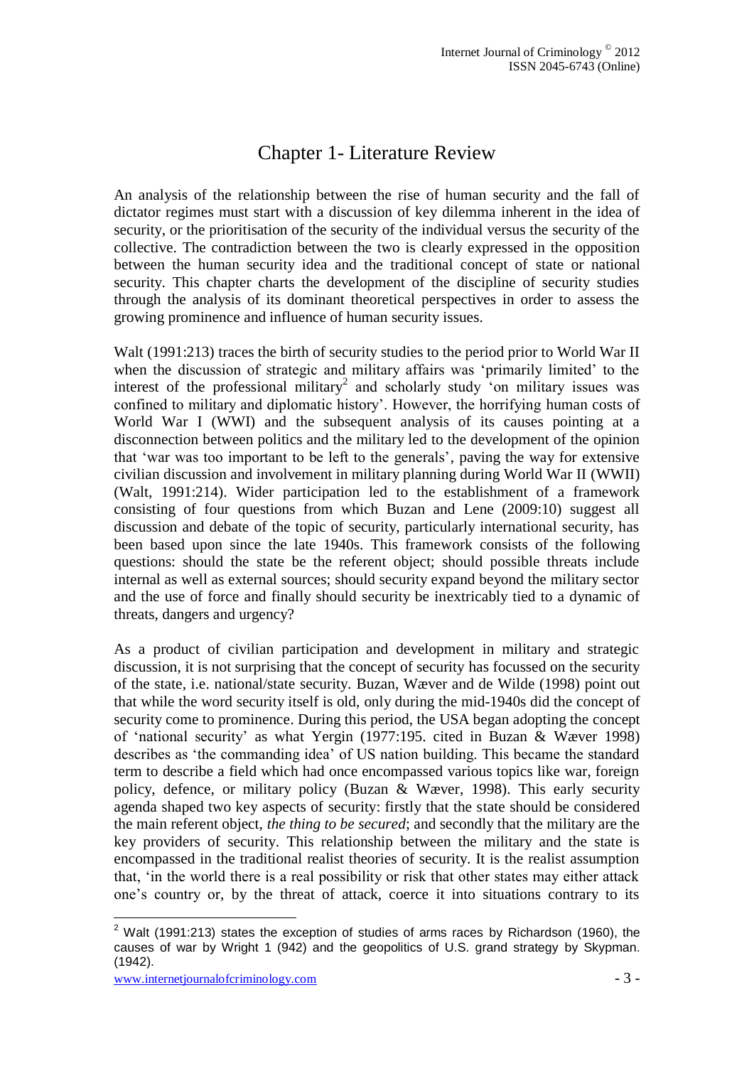# Chapter 1- Literature Review

An analysis of the relationship between the rise of human security and the fall of dictator regimes must start with a discussion of key dilemma inherent in the idea of security, or the prioritisation of the security of the individual versus the security of the collective. The contradiction between the two is clearly expressed in the opposition between the human security idea and the traditional concept of state or national security. This chapter charts the development of the discipline of security studies through the analysis of its dominant theoretical perspectives in order to assess the growing prominence and influence of human security issues.

Walt (1991:213) traces the birth of security studies to the period prior to World War II when the discussion of strategic and military affairs was 'primarily limited' to the interest of the professional military[2] and scholarly study 'on military issues was confined to military and diplomatic history'. However, the horrifying human costs of World War I (WWI) and the subsequent analysis of its causes pointing at a disconnection between politics and the military led to the development of the opinion that 'war was too important to be left to the generals', paving the way for extensive civilian discussion and involvement in military planning during World War II (WWII) (Walt, 1991:214). Wider participation led to the establishment of a framework consisting of four questions from which Buzan and Lene (2009:10) suggest all discussion and debate of the topic of security, particularly international security, has been based upon since the late 1940s. This framework consists of the following questions: should the state be the referent object; should possible threats include internal as well as external sources; should security expand beyond the military sector and the use of force and finally should security be inextricably tied to a dynamic of threats, dangers and urgency?

As a product of civilian participation and development in military and strategic discussion, it is not surprising that the concept of security has focussed on the security of the state, i.e. national/state security. Buzan, Wæver and de Wilde (1998) point out that while the word security itself is old, only during the mid-1940s did the concept of security come to prominence. During this period, the USA began adopting the concept of 'national security' as what Yergin (1977:195. cited in Buzan & Wæver 1998) describes as 'the commanding idea' of US nation building. This became the standard term to describe a field which had once encompassed various topics like war, foreign policy, defence, or military policy (Buzan & Wæver, 1998). This early security agenda shaped two key aspects of security: firstly that the state should be considered the main referent object, *the thing to be secured*; and secondly that the military are the key providers of security. This relationship between the military and the state is encompassed in the traditional realist theories of security. It is the realist assumption that, 'in the world there is a real possibility or risk that other states may either attack one's country or, by the threat of attack, coerce it into situations contrary to its

[2] Walt (1991:213) states the exception of studies of arms races by Richardson (1960), the causes of war by Wright 1 (942) and the geopolitics of U.S. grand strategy by Skypman. (1942).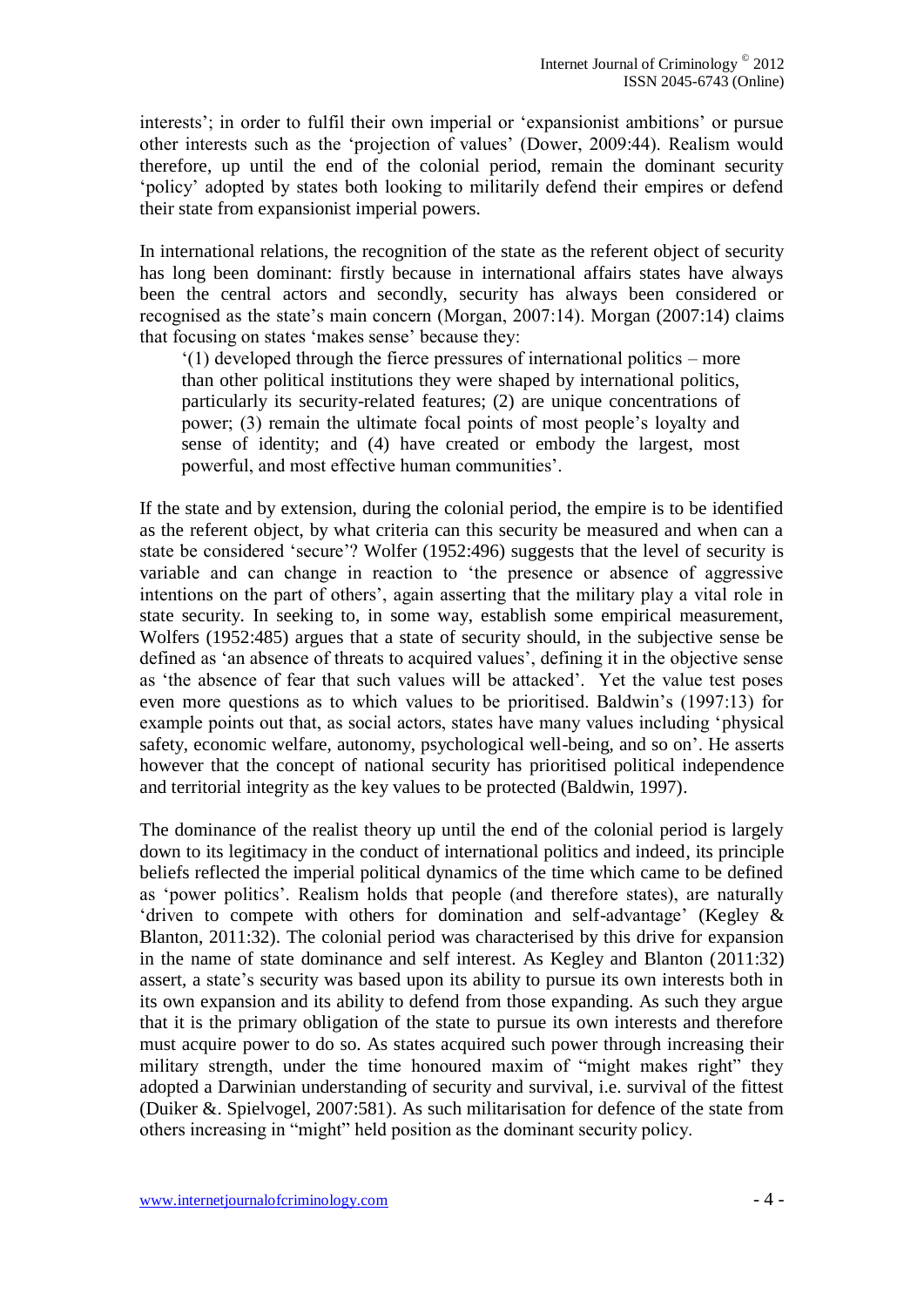interests'; in order to fulfil their own imperial or 'expansionist ambitions' or pursue other interests such as the 'projection of values' (Dower, 2009:44). Realism would therefore, up until the end of the colonial period, remain the dominant security 'policy' adopted by states both looking to militarily defend their empires or defend their state from expansionist imperial powers.

In international relations, the recognition of the state as the referent object of security has long been dominant: firstly because in international affairs states have always been the central actors and secondly, security has always been considered or recognised as the state's main concern (Morgan, 2007:14). Morgan (2007:14) claims that focusing on states 'makes sense' because they:

> '(1) developed through the fierce pressures of international politics – more than other political institutions they were shaped by international politics, particularly its security-related features; (2) are unique concentrations of power; (3) remain the ultimate focal points of most people's loyalty and sense of identity; and (4) have created or embody the largest, most powerful, and most effective human communities'.

If the state and by extension, during the colonial period, the empire is to be identified as the referent object, by what criteria can this security be measured and when can a state be considered 'secure'? Wolfer (1952:496) suggests that the level of security is variable and can change in reaction to 'the presence or absence of aggressive intentions on the part of others', again asserting that the military play a vital role in state security. In seeking to, in some way, establish some empirical measurement, Wolfers (1952:485) argues that a state of security should, in the subjective sense be defined as 'an absence of threats to acquired values', defining it in the objective sense as 'the absence of fear that such values will be attacked'. Yet the value test poses even more questions as to which values to be prioritised. Baldwin's (1997:13) for example points out that, as social actors, states have many values including 'physical safety, economic welfare, autonomy, psychological well-being, and so on'. He asserts however that the concept of national security has prioritised political independence and territorial integrity as the key values to be protected (Baldwin, 1997).

The dominance of the realist theory up until the end of the colonial period is largely down to its legitimacy in the conduct of international politics and indeed, its principle beliefs reflected the imperial political dynamics of the time which came to be defined as 'power politics'. Realism holds that people (and therefore states), are naturally 'driven to compete with others for domination and self-advantage' (Kegley & Blanton, 2011:32). The colonial period was characterised by this drive for expansion in the name of state dominance and self interest. As Kegley and Blanton (2011:32) assert, a state's security was based upon its ability to pursue its own interests both in its own expansion and its ability to defend from those expanding. As such they argue that it is the primary obligation of the state to pursue its own interests and therefore must acquire power to do so. As states acquired such power through increasing their military strength, under the time honoured maxim of "might makes right" they adopted a Darwinian understanding of security and survival, i.e. survival of the fittest (Duiker &. Spielvogel, 2007:581). As such militarisation for defence of the state from others increasing in "might" held position as the dominant security policy.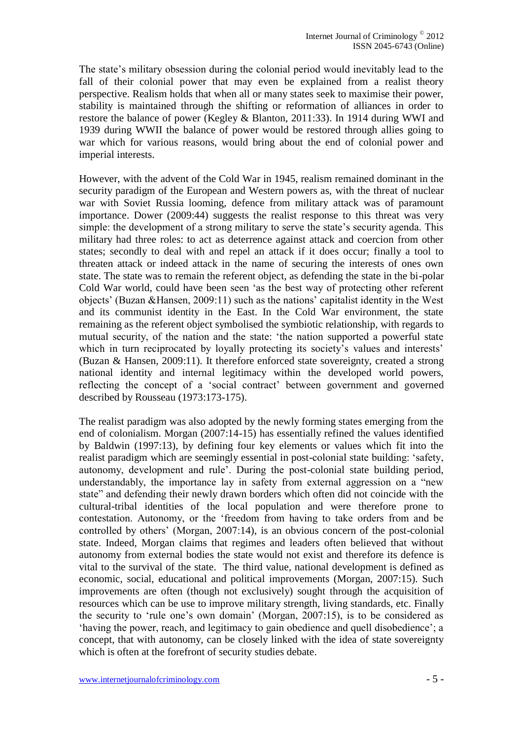The state's military obsession during the colonial period would inevitably lead to the fall of their colonial power that may even be explained from a realist theory perspective. Realism holds that when all or many states seek to maximise their power, stability is maintained through the shifting or reformation of alliances in order to restore the balance of power (Kegley & Blanton, 2011:33). In 1914 during WWI and 1939 during WWII the balance of power would be restored through allies going to war which for various reasons, would bring about the end of colonial power and imperial interests.

However, with the advent of the Cold War in 1945, realism remained dominant in the security paradigm of the European and Western powers as, with the threat of nuclear war with Soviet Russia looming, defence from military attack was of paramount importance. Dower (2009:44) suggests the realist response to this threat was very simple: the development of a strong military to serve the state's security agenda. This military had three roles: to act as deterrence against attack and coercion from other states; secondly to deal with and repel an attack if it does occur; finally a tool to threaten attack or indeed attack in the name of securing the interests of ones own state. The state was to remain the referent object, as defending the state in the bi-polar Cold War world, could have been seen 'as the best way of protecting other referent objects' (Buzan &Hansen, 2009:11) such as the nations' capitalist identity in the West and its communist identity in the East. In the Cold War environment, the state remaining as the referent object symbolised the symbiotic relationship, with regards to mutual security, of the nation and the state: 'the nation supported a powerful state which in turn reciprocated by loyally protecting its society's values and interests' (Buzan & Hansen, 2009:11). It therefore enforced state sovereignty, created a strong national identity and internal legitimacy within the developed world powers, reflecting the concept of a 'social contract' between government and governed described by Rousseau (1973:173-175).

The realist paradigm was also adopted by the newly forming states emerging from the end of colonialism. Morgan (2007:14-15) has essentially refined the values identified by Baldwin (1997:13), by defining four key elements or values which fit into the realist paradigm which are seemingly essential in post-colonial state building: 'safety, autonomy, development and rule'. During the post-colonial state building period, understandably, the importance lay in safety from external aggression on a "new state" and defending their newly drawn borders which often did not coincide with the cultural-tribal identities of the local population and were therefore prone to contestation. Autonomy, or the 'freedom from having to take orders from and be controlled by others' (Morgan, 2007:14), is an obvious concern of the post-colonial state. Indeed, Morgan claims that regimes and leaders often believed that without autonomy from external bodies the state would not exist and therefore its defence is vital to the survival of the state. The third value, national development is defined as economic, social, educational and political improvements (Morgan, 2007:15). Such improvements are often (though not exclusively) sought through the acquisition of resources which can be use to improve military strength, living standards, etc. Finally the security to 'rule one's own domain' (Morgan, 2007:15), is to be considered as 'having the power, reach, and legitimacy to gain obedience and quell disobedience'; a concept, that with autonomy, can be closely linked with the idea of state sovereignty which is often at the forefront of security studies debate.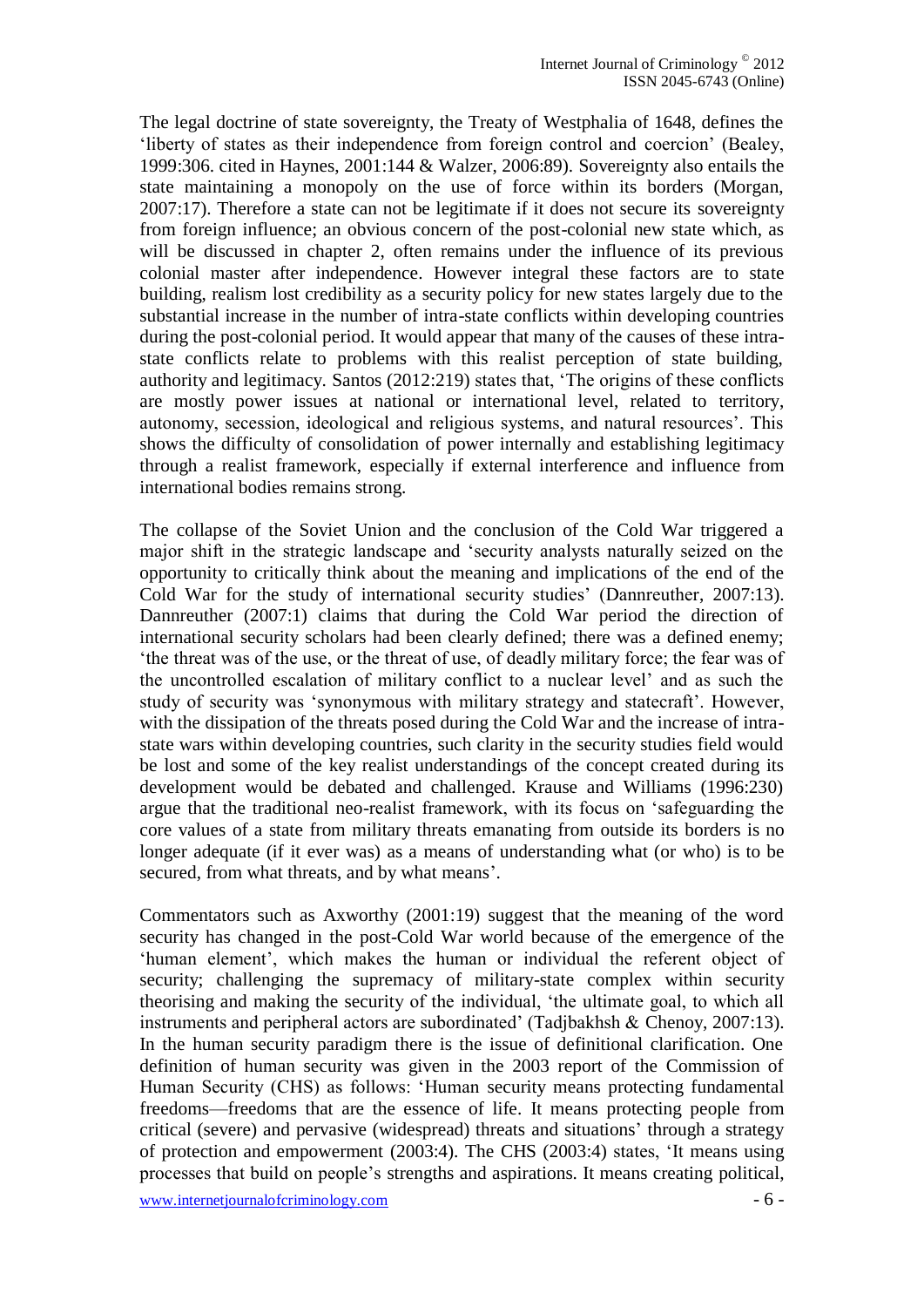The legal doctrine of state sovereignty, the Treaty of Westphalia of 1648, defines the 'liberty of states as their independence from foreign control and coercion' (Bealey, 1999:306. cited in Haynes, 2001:144 & Walzer, 2006:89). Sovereignty also entails the state maintaining a monopoly on the use of force within its borders (Morgan, 2007:17). Therefore a state can not be legitimate if it does not secure its sovereignty from foreign influence; an obvious concern of the post-colonial new state which, as will be discussed in chapter 2, often remains under the influence of its previous colonial master after independence. However integral these factors are to state building, realism lost credibility as a security policy for new states largely due to the substantial increase in the number of intra-state conflicts within developing countries during the post-colonial period. It would appear that many of the causes of these intra-state conflicts relate to problems with this realist perception of state building, authority and legitimacy. Santos (2012:219) states that, 'The origins of these conflicts are mostly power issues at national or international level, related to territory, autonomy, secession, ideological and religious systems, and natural resources'. This shows the difficulty of consolidation of power internally and establishing legitimacy through a realist framework, especially if external interference and influence from international bodies remains strong.

The collapse of the Soviet Union and the conclusion of the Cold War triggered a major shift in the strategic landscape and 'security analysts naturally seized on the opportunity to critically think about the meaning and implications of the end of the Cold War for the study of international security studies' (Dannreuther, 2007:13). Dannreuther (2007:1) claims that during the Cold War period the direction of international security scholars had been clearly defined; there was a defined enemy; 'the threat was of the use, or the threat of use, of deadly military force; the fear was of the uncontrolled escalation of military conflict to a nuclear level' and as such the study of security was 'synonymous with military strategy and statecraft'. However, with the dissipation of the threats posed during the Cold War and the increase of intra-state wars within developing countries, such clarity in the security studies field would be lost and some of the key realist understandings of the concept created during its development would be debated and challenged. Krause and Williams (1996:230) argue that the traditional neo-realist framework, with its focus on 'safeguarding the core values of a state from military threats emanating from outside its borders is no longer adequate (if it ever was) as a means of understanding what (or who) is to be secured, from what threats, and by what means'.

Commentators such as Axworthy (2001:19) suggest that the meaning of the word security has changed in the post-Cold War world because of the emergence of the 'human element', which makes the human or individual the referent object of security; challenging the supremacy of military-state complex within security theorising and making the security of the individual, 'the ultimate goal, to which all instruments and peripheral actors are subordinated' (Tadjbakhsh & Chenoy, 2007:13). In the human security paradigm there is the issue of definitional clarification. One definition of human security was given in the 2003 report of the Commission of Human Security (CHS) as follows: 'Human security means protecting fundamental freedoms—freedoms that are the essence of life. It means protecting people from critical (severe) and pervasive (widespread) threats and situations' through a strategy of protection and empowerment (2003:4). The CHS (2003:4) states, 'It means using processes that build on people's strengths and aspirations. It means creating political,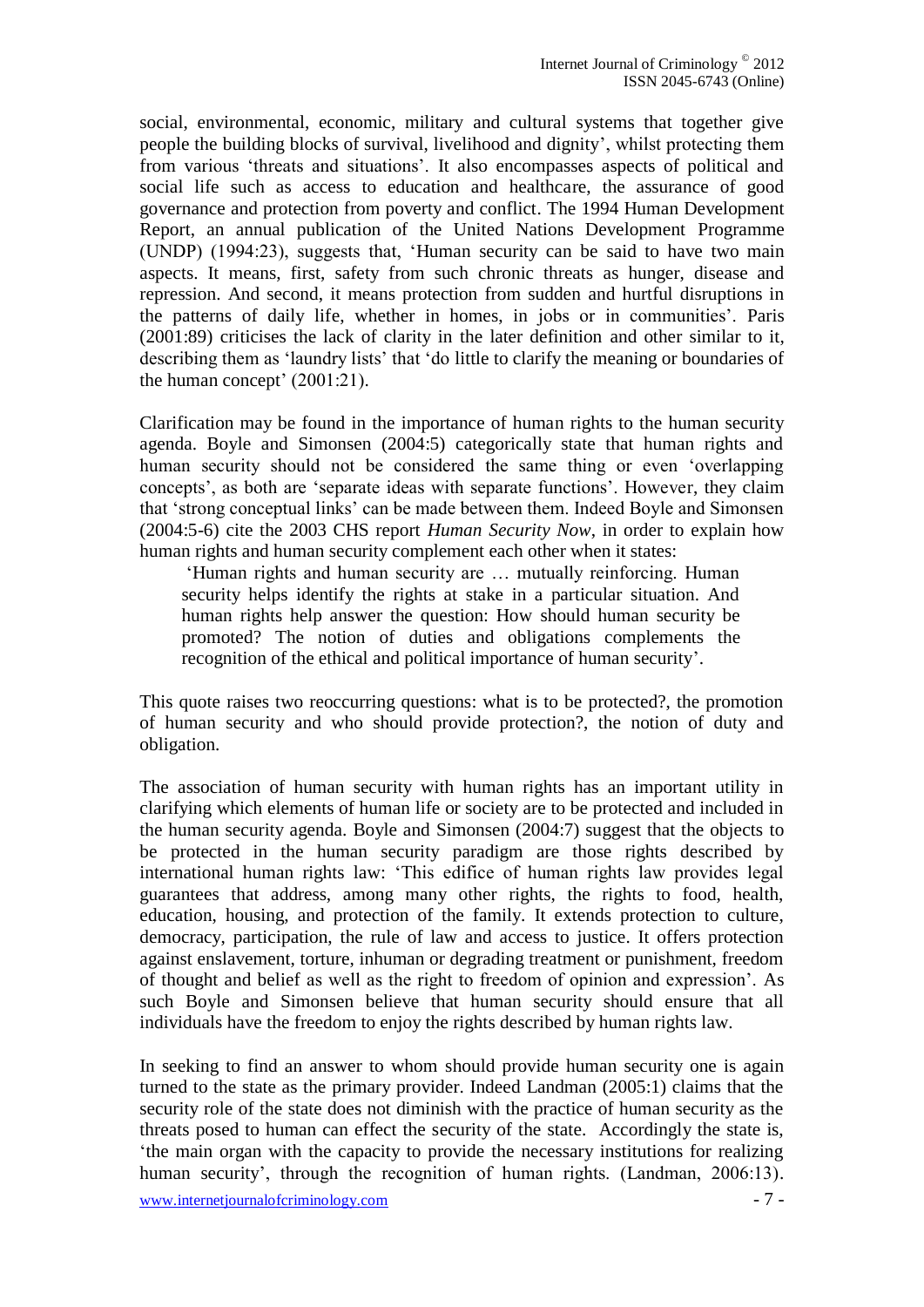social, environmental, economic, military and cultural systems that together give people the building blocks of survival, livelihood and dignity', whilst protecting them from various 'threats and situations'. It also encompasses aspects of political and social life such as access to education and healthcare, the assurance of good governance and protection from poverty and conflict. The 1994 Human Development Report, an annual publication of the United Nations Development Programme (UNDP) (1994:23), suggests that, 'Human security can be said to have two main aspects. It means, first, safety from such chronic threats as hunger, disease and repression. And second, it means protection from sudden and hurtful disruptions in the patterns of daily life, whether in homes, in jobs or in communities'. Paris (2001:89) criticises the lack of clarity in the later definition and other similar to it, describing them as 'laundry lists' that 'do little to clarify the meaning or boundaries of the human concept' (2001:21).

Clarification may be found in the importance of human rights to the human security agenda. Boyle and Simonsen (2004:5) categorically state that human rights and human security should not be considered the same thing or even 'overlapping concepts', as both are 'separate ideas with separate functions'. However, they claim that 'strong conceptual links' can be made between them. Indeed Boyle and Simonsen (2004:5-6) cite the 2003 CHS report *Human Security Now*, in order to explain how human rights and human security complement each other when it states:

> 'Human rights and human security are … mutually reinforcing. Human security helps identify the rights at stake in a particular situation. And human rights help answer the question: How should human security be promoted? The notion of duties and obligations complements the recognition of the ethical and political importance of human security'.

This quote raises two reoccurring questions: what is to be protected?, the promotion of human security and who should provide protection?, the notion of duty and obligation.

The association of human security with human rights has an important utility in clarifying which elements of human life or society are to be protected and included in the human security agenda. Boyle and Simonsen (2004:7) suggest that the objects to be protected in the human security paradigm are those rights described by international human rights law: 'This edifice of human rights law provides legal guarantees that address, among many other rights, the rights to food, health, education, housing, and protection of the family. It extends protection to culture, democracy, participation, the rule of law and access to justice. It offers protection against enslavement, torture, inhuman or degrading treatment or punishment, freedom of thought and belief as well as the right to freedom of opinion and expression'. As such Boyle and Simonsen believe that human security should ensure that all individuals have the freedom to enjoy the rights described by human rights law.

In seeking to find an answer to whom should provide human security one is again turned to the state as the primary provider. Indeed Landman (2005:1) claims that the security role of the state does not diminish with the practice of human security as the threats posed to human can effect the security of the state. Accordingly the state is, 'the main organ with the capacity to provide the necessary institutions for realizing human security', through the recognition of human rights. (Landman, 2006:13).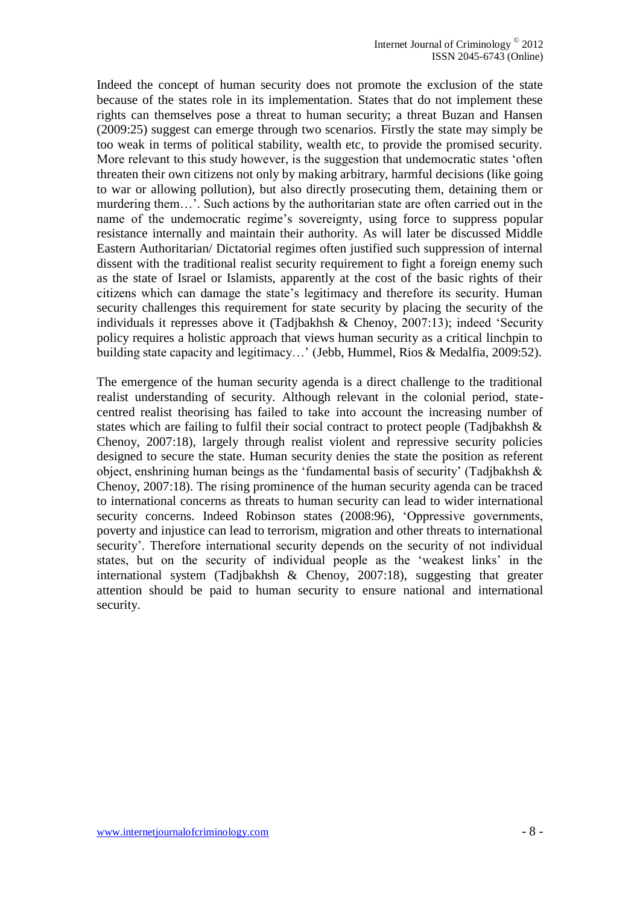Indeed the concept of human security does not promote the exclusion of the state because of the states role in its implementation. States that do not implement these rights can themselves pose a threat to human security; a threat Buzan and Hansen (2009:25) suggest can emerge through two scenarios. Firstly the state may simply be too weak in terms of political stability, wealth etc, to provide the promised security. More relevant to this study however, is the suggestion that undemocratic states 'often threaten their own citizens not only by making arbitrary, harmful decisions (like going to war or allowing pollution), but also directly prosecuting them, detaining them or murdering them…'. Such actions by the authoritarian state are often carried out in the name of the undemocratic regime's sovereignty, using force to suppress popular resistance internally and maintain their authority. As will later be discussed Middle Eastern Authoritarian/ Dictatorial regimes often justified such suppression of internal dissent with the traditional realist security requirement to fight a foreign enemy such as the state of Israel or Islamists, apparently at the cost of the basic rights of their citizens which can damage the state's legitimacy and therefore its security. Human security challenges this requirement for state security by placing the security of the individuals it represses above it (Tadjbakhsh & Chenoy, 2007:13); indeed 'Security policy requires a holistic approach that views human security as a critical linchpin to building state capacity and legitimacy…' (Jebb, Hummel, Rios & Medalfia, 2009:52).

The emergence of the human security agenda is a direct challenge to the traditional realist understanding of security. Although relevant in the colonial period, state-centred realist theorising has failed to take into account the increasing number of states which are failing to fulfil their social contract to protect people (Tadjbakhsh & Chenoy, 2007:18), largely through realist violent and repressive security policies designed to secure the state. Human security denies the state the position as referent object, enshrining human beings as the 'fundamental basis of security' (Tadjbakhsh & Chenoy, 2007:18). The rising prominence of the human security agenda can be traced to international concerns as threats to human security can lead to wider international security concerns. Indeed Robinson states (2008:96), 'Oppressive governments, poverty and injustice can lead to terrorism, migration and other threats to international security'. Therefore international security depends on the security of not individual states, but on the security of individual people as the 'weakest links' in the international system (Tadjbakhsh & Chenoy, 2007:18), suggesting that greater attention should be paid to human security to ensure national and international security.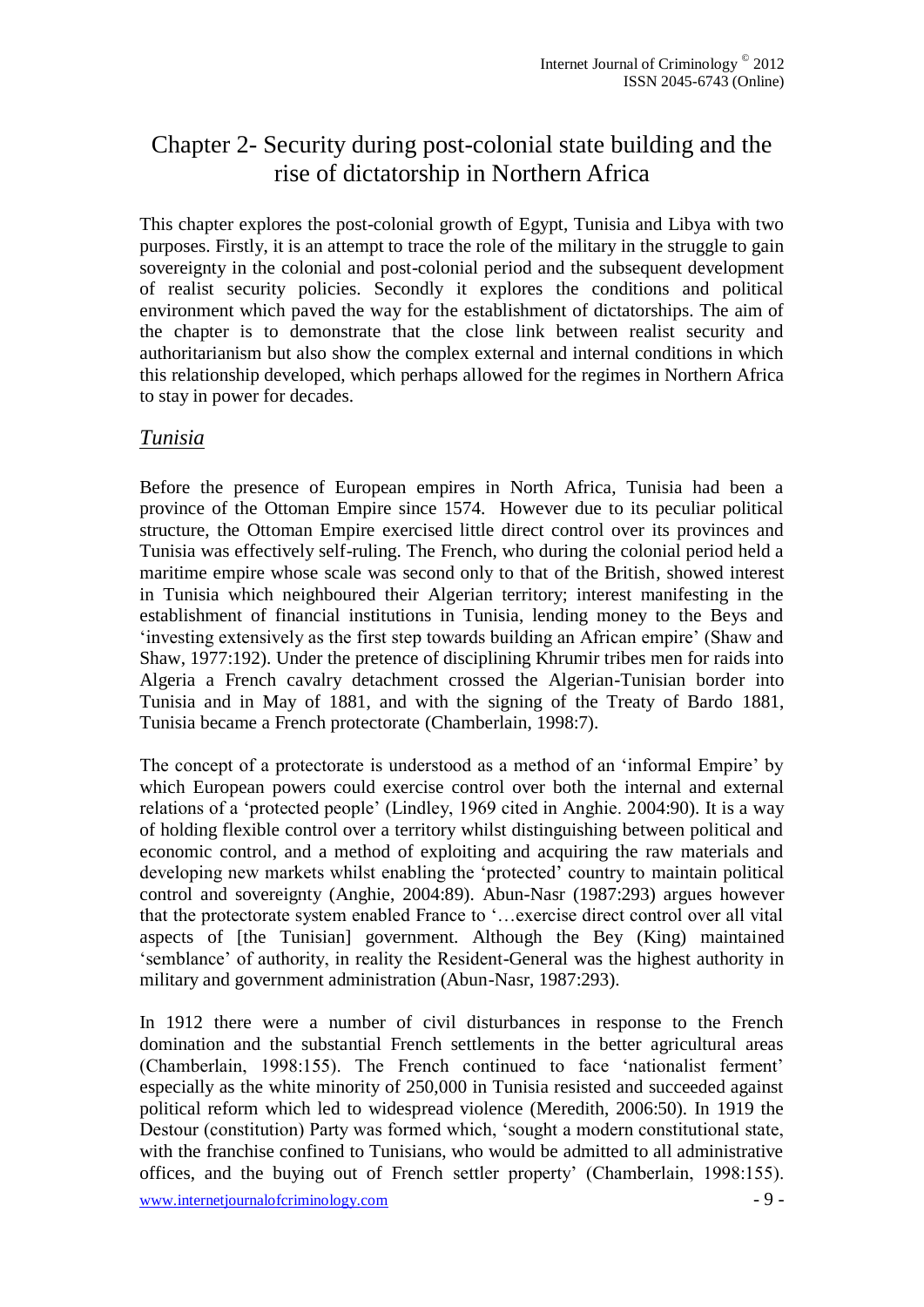# Chapter 2- Security during post-colonial state building and the rise of dictatorship in Northern Africa

This chapter explores the post-colonial growth of Egypt, Tunisia and Libya with two purposes. Firstly, it is an attempt to trace the role of the military in the struggle to gain sovereignty in the colonial and post-colonial period and the subsequent development of realist security policies. Secondly it explores the conditions and political environment which paved the way for the establishment of dictatorships. The aim of the chapter is to demonstrate that the close link between realist security and authoritarianism but also show the complex external and internal conditions in which this relationship developed, which perhaps allowed for the regimes in Northern Africa to stay in power for decades.

## *Tunisia*

Before the presence of European empires in North Africa, Tunisia had been a province of the Ottoman Empire since 1574. However due to its peculiar political structure, the Ottoman Empire exercised little direct control over its provinces and Tunisia was effectively self-ruling. The French, who during the colonial period held a maritime empire whose scale was second only to that of the British, showed interest in Tunisia which neighboured their Algerian territory; interest manifesting in the establishment of financial institutions in Tunisia, lending money to the Beys and 'investing extensively as the first step towards building an African empire' (Shaw and Shaw, 1977:192). Under the pretence of disciplining Khrumir tribes men for raids into Algeria a French cavalry detachment crossed the Algerian-Tunisian border into Tunisia and in May of 1881, and with the signing of the Treaty of Bardo 1881, Tunisia became a French protectorate (Chamberlain, 1998:7).

The concept of a protectorate is understood as a method of an 'informal Empire' by which European powers could exercise control over both the internal and external relations of a 'protected people' (Lindley, 1969 cited in Anghie. 2004:90). It is a way of holding flexible control over a territory whilst distinguishing between political and economic control, and a method of exploiting and acquiring the raw materials and developing new markets whilst enabling the 'protected' country to maintain political control and sovereignty (Anghie, 2004:89). Abun-Nasr (1987:293) argues however that the protectorate system enabled France to '…exercise direct control over all vital aspects of [the Tunisian] government. Although the Bey (King) maintained 'semblance' of authority, in reality the Resident-General was the highest authority in military and government administration (Abun-Nasr, 1987:293).

In 1912 there were a number of civil disturbances in response to the French domination and the substantial French settlements in the better agricultural areas (Chamberlain, 1998:155). The French continued to face 'nationalist ferment' especially as the white minority of 250,000 in Tunisia resisted and succeeded against political reform which led to widespread violence (Meredith, 2006:50). In 1919 the Destour (constitution) Party was formed which, 'sought a modern constitutional state, with the franchise confined to Tunisians, who would be admitted to all administrative offices, and the buying out of French settler property' (Chamberlain, 1998:155).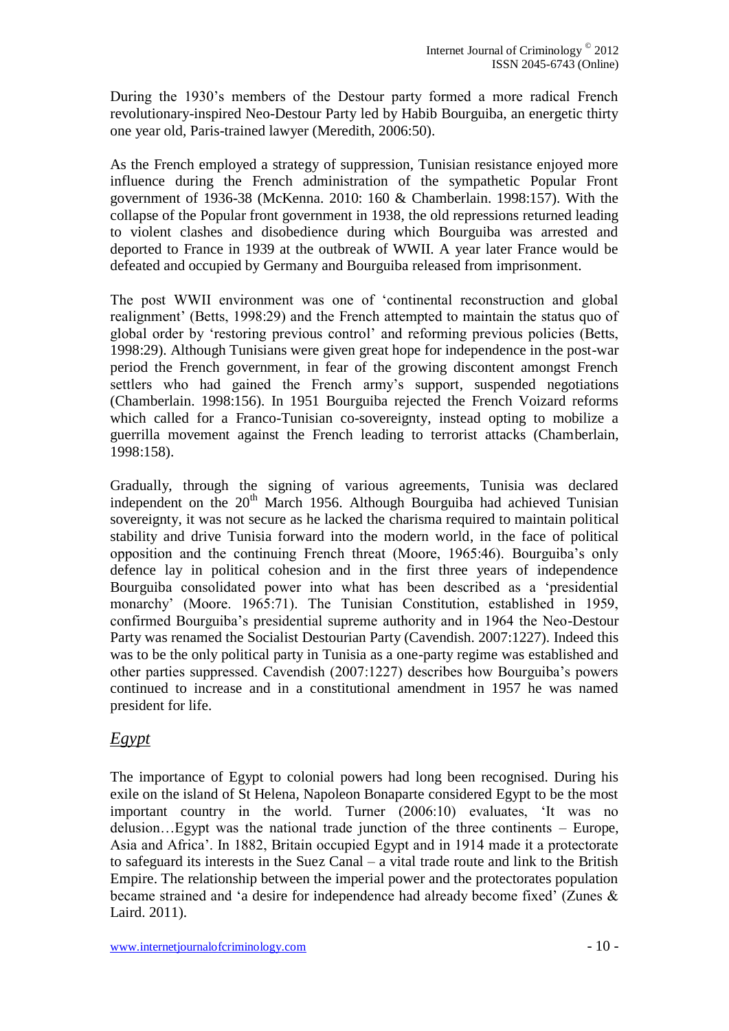During the 1930's members of the Destour party formed a more radical French revolutionary-inspired Neo-Destour Party led by Habib Bourguiba, an energetic thirty one year old, Paris-trained lawyer (Meredith, 2006:50).

As the French employed a strategy of suppression, Tunisian resistance enjoyed more influence during the French administration of the sympathetic Popular Front government of 1936-38 (McKenna. 2010: 160 & Chamberlain. 1998:157). With the collapse of the Popular front government in 1938, the old repressions returned leading to violent clashes and disobedience during which Bourguiba was arrested and deported to France in 1939 at the outbreak of WWII. A year later France would be defeated and occupied by Germany and Bourguiba released from imprisonment.

The post WWII environment was one of 'continental reconstruction and global realignment' (Betts, 1998:29) and the French attempted to maintain the status quo of global order by 'restoring previous control' and reforming previous policies (Betts, 1998:29). Although Tunisians were given great hope for independence in the post-war period the French government, in fear of the growing discontent amongst French settlers who had gained the French army's support, suspended negotiations (Chamberlain. 1998:156). In 1951 Bourguiba rejected the French Voizard reforms which called for a Franco-Tunisian co-sovereignty, instead opting to mobilize a guerrilla movement against the French leading to terrorist attacks (Chamberlain, 1998:158).

Gradually, through the signing of various agreements, Tunisia was declared independent on the 20th March 1956. Although Bourguiba had achieved Tunisian sovereignty, it was not secure as he lacked the charisma required to maintain political stability and drive Tunisia forward into the modern world, in the face of political opposition and the continuing French threat (Moore, 1965:46). Bourguiba's only defence lay in political cohesion and in the first three years of independence Bourguiba consolidated power into what has been described as a 'presidential monarchy' (Moore. 1965:71). The Tunisian Constitution, established in 1959, confirmed Bourguiba's presidential supreme authority and in 1964 the Neo-Destour Party was renamed the Socialist Destourian Party (Cavendish. 2007:1227). Indeed this was to be the only political party in Tunisia as a one-party regime was established and other parties suppressed. Cavendish (2007:1227) describes how Bourguiba's powers continued to increase and in a constitutional amendment in 1957 he was named president for life.

## *Egypt*

The importance of Egypt to colonial powers had long been recognised. During his exile on the island of St Helena, Napoleon Bonaparte considered Egypt to be the most important country in the world. Turner (2006:10) evaluates, 'It was no delusion…Egypt was the national trade junction of the three continents – Europe, Asia and Africa'. In 1882, Britain occupied Egypt and in 1914 made it a protectorate to safeguard its interests in the Suez Canal – a vital trade route and link to the British Empire. The relationship between the imperial power and the protectorates population became strained and 'a desire for independence had already become fixed' (Zunes & Laird. 2011).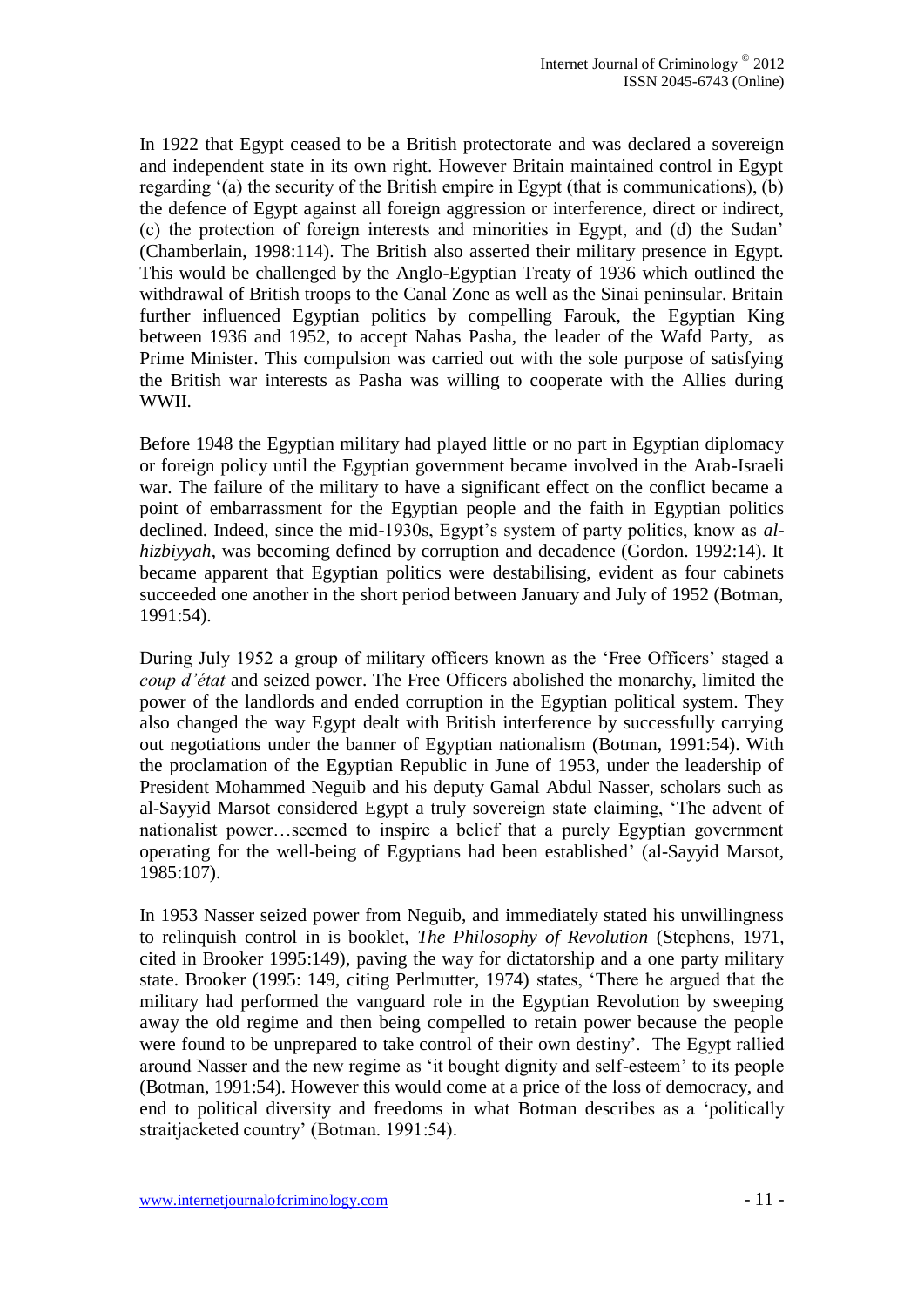In 1922 that Egypt ceased to be a British protectorate and was declared a sovereign and independent state in its own right. However Britain maintained control in Egypt regarding '(a) the security of the British empire in Egypt (that is communications), (b) the defence of Egypt against all foreign aggression or interference, direct or indirect, (c) the protection of foreign interests and minorities in Egypt, and (d) the Sudan' (Chamberlain, 1998:114). The British also asserted their military presence in Egypt. This would be challenged by the Anglo-Egyptian Treaty of 1936 which outlined the withdrawal of British troops to the Canal Zone as well as the Sinai peninsular. Britain further influenced Egyptian politics by compelling Farouk, the Egyptian King between 1936 and 1952, to accept Nahas Pasha, the leader of the Wafd Party, as Prime Minister. This compulsion was carried out with the sole purpose of satisfying the British war interests as Pasha was willing to cooperate with the Allies during WWII.

Before 1948 the Egyptian military had played little or no part in Egyptian diplomacy or foreign policy until the Egyptian government became involved in the Arab-Israeli war. The failure of the military to have a significant effect on the conflict became a point of embarrassment for the Egyptian people and the faith in Egyptian politics declined. Indeed, since the mid-1930s, Egypt's system of party politics, know as *al-hizbiyyah*, was becoming defined by corruption and decadence (Gordon. 1992:14). It became apparent that Egyptian politics were destabilising, evident as four cabinets succeeded one another in the short period between January and July of 1952 (Botman, 1991:54).

During July 1952 a group of military officers known as the 'Free Officers' staged a *coup d'état* and seized power. The Free Officers abolished the monarchy, limited the power of the landlords and ended corruption in the Egyptian political system. They also changed the way Egypt dealt with British interference by successfully carrying out negotiations under the banner of Egyptian nationalism (Botman, 1991:54). With the proclamation of the Egyptian Republic in June of 1953, under the leadership of President Mohammed Neguib and his deputy Gamal Abdul Nasser, scholars such as al-Sayyid Marsot considered Egypt a truly sovereign state claiming, 'The advent of nationalist power…seemed to inspire a belief that a purely Egyptian government operating for the well-being of Egyptians had been established' (al-Sayyid Marsot, 1985:107).

In 1953 Nasser seized power from Neguib, and immediately stated his unwillingness to relinquish control in is booklet, *The Philosophy of Revolution* (Stephens, 1971, cited in Brooker 1995:149), paving the way for dictatorship and a one party military state. Brooker (1995: 149, citing Perlmutter, 1974) states, 'There he argued that the military had performed the vanguard role in the Egyptian Revolution by sweeping away the old regime and then being compelled to retain power because the people were found to be unprepared to take control of their own destiny'. The Egypt rallied around Nasser and the new regime as 'it bought dignity and self-esteem' to its people (Botman, 1991:54). However this would come at a price of the loss of democracy, and end to political diversity and freedoms in what Botman describes as a 'politically straitjacketed country' (Botman. 1991:54).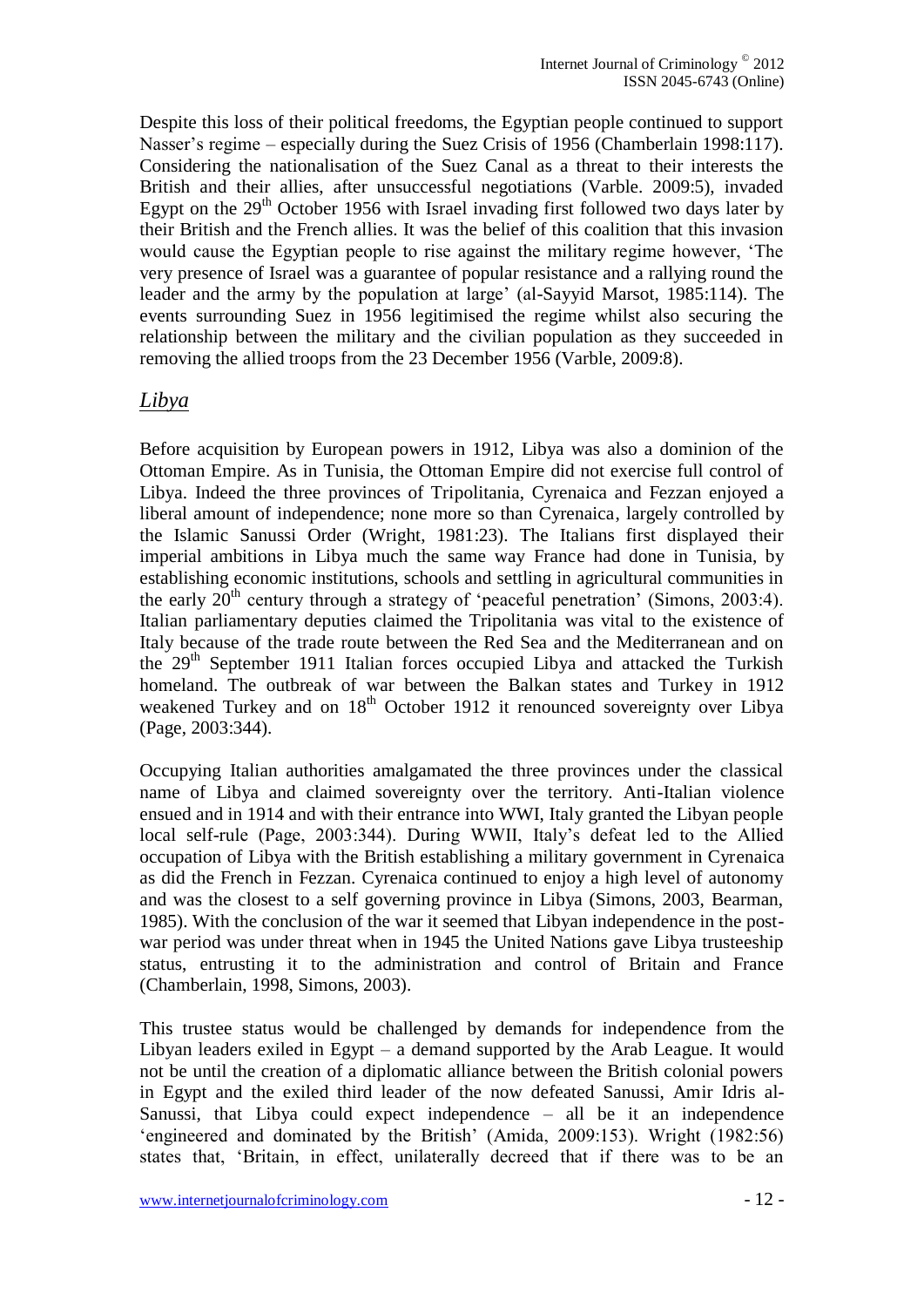Despite this loss of their political freedoms, the Egyptian people continued to support Nasser's regime – especially during the Suez Crisis of 1956 (Chamberlain 1998:117). Considering the nationalisation of the Suez Canal as a threat to their interests the British and their allies, after unsuccessful negotiations (Varble. 2009:5), invaded Egypt on the 29th October 1956 with Israel invading first followed two days later by their British and the French allies. It was the belief of this coalition that this invasion would cause the Egyptian people to rise against the military regime however, 'The very presence of Israel was a guarantee of popular resistance and a rallying round the leader and the army by the population at large' (al-Sayyid Marsot, 1985:114). The events surrounding Suez in 1956 legitimised the regime whilst also securing the relationship between the military and the civilian population as they succeeded in removing the allied troops from the 23 December 1956 (Varble, 2009:8).

## *Libya*

Before acquisition by European powers in 1912, Libya was also a dominion of the Ottoman Empire. As in Tunisia, the Ottoman Empire did not exercise full control of Libya. Indeed the three provinces of Tripolitania, Cyrenaica and Fezzan enjoyed a liberal amount of independence; none more so than Cyrenaica, largely controlled by the Islamic Sanussi Order (Wright, 1981:23). The Italians first displayed their imperial ambitions in Libya much the same way France had done in Tunisia, by establishing economic institutions, schools and settling in agricultural communities in the early 20th century through a strategy of 'peaceful penetration' (Simons, 2003:4). Italian parliamentary deputies claimed the Tripolitania was vital to the existence of Italy because of the trade route between the Red Sea and the Mediterranean and on the 29th September 1911 Italian forces occupied Libya and attacked the Turkish homeland. The outbreak of war between the Balkan states and Turkey in 1912 weakened Turkey and on 18th October 1912 it renounced sovereignty over Libya (Page, 2003:344).

Occupying Italian authorities amalgamated the three provinces under the classical name of Libya and claimed sovereignty over the territory. Anti-Italian violence ensued and in 1914 and with their entrance into WWI, Italy granted the Libyan people local self-rule (Page, 2003:344). During WWII, Italy's defeat led to the Allied occupation of Libya with the British establishing a military government in Cyrenaica as did the French in Fezzan. Cyrenaica continued to enjoy a high level of autonomy and was the closest to a self governing province in Libya (Simons, 2003, Bearman, 1985). With the conclusion of the war it seemed that Libyan independence in the post-war period was under threat when in 1945 the United Nations gave Libya trusteeship status, entrusting it to the administration and control of Britain and France (Chamberlain, 1998, Simons, 2003).

This trustee status would be challenged by demands for independence from the Libyan leaders exiled in Egypt – a demand supported by the Arab League. It would not be until the creation of a diplomatic alliance between the British colonial powers in Egypt and the exiled third leader of the now defeated Sanussi, Amir Idris al-Sanussi, that Libya could expect independence – all be it an independence 'engineered and dominated by the British' (Amida, 2009:153). Wright (1982:56) states that, 'Britain, in effect, unilaterally decreed that if there was to be an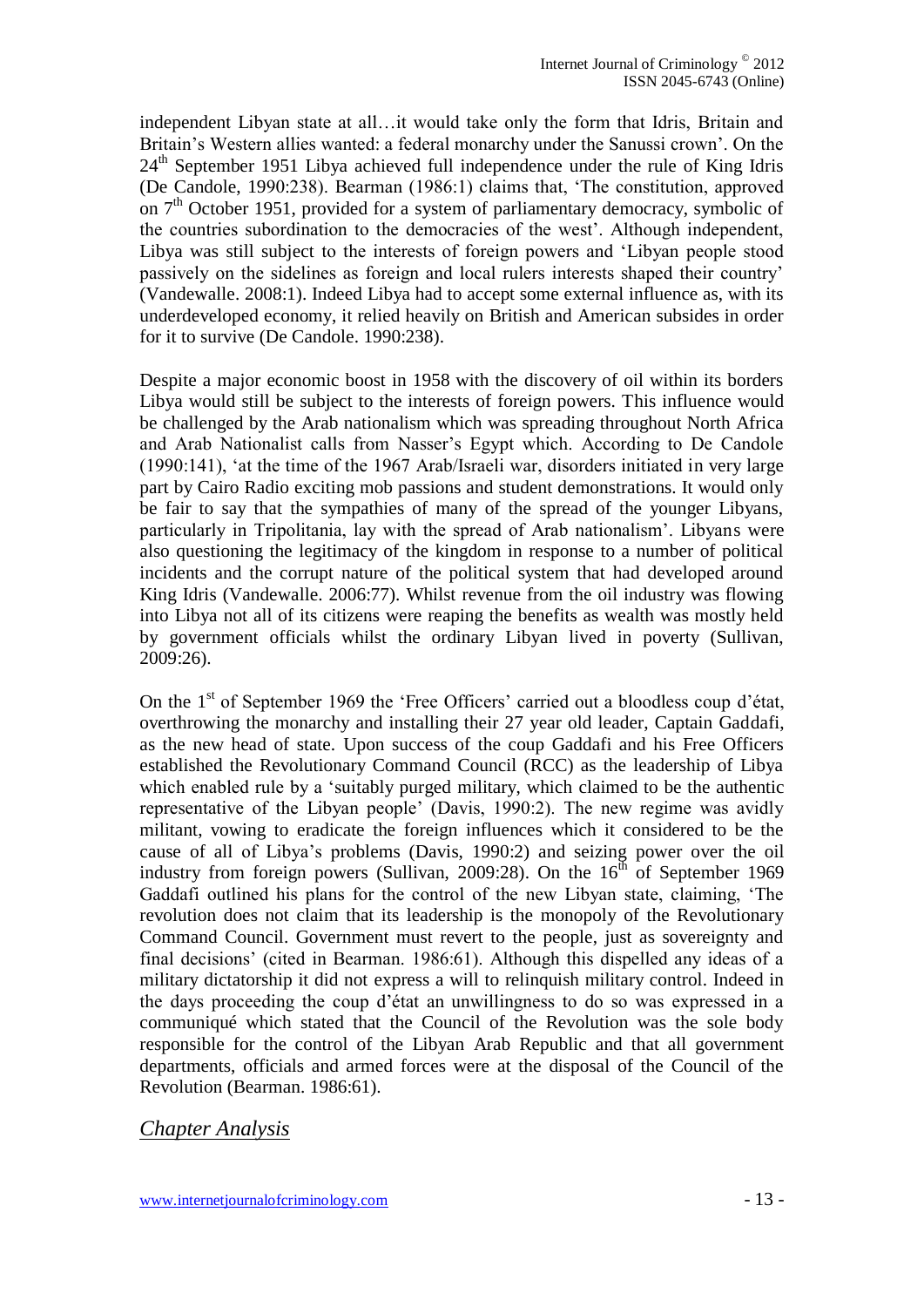independent Libyan state at all…it would take only the form that Idris, Britain and Britain's Western allies wanted: a federal monarchy under the Sanussi crown'. On the 24th September 1951 Libya achieved full independence under the rule of King Idris (De Candole, 1990:238). Bearman (1986:1) claims that, 'The constitution, approved on 7th October 1951, provided for a system of parliamentary democracy, symbolic of the countries subordination to the democracies of the west'. Although independent, Libya was still subject to the interests of foreign powers and 'Libyan people stood passively on the sidelines as foreign and local rulers interests shaped their country' (Vandewalle. 2008:1). Indeed Libya had to accept some external influence as, with its underdeveloped economy, it relied heavily on British and American subsides in order for it to survive (De Candole. 1990:238).

Despite a major economic boost in 1958 with the discovery of oil within its borders Libya would still be subject to the interests of foreign powers. This influence would be challenged by the Arab nationalism which was spreading throughout North Africa and Arab Nationalist calls from Nasser's Egypt which. According to De Candole (1990:141), 'at the time of the 1967 Arab/Israeli war, disorders initiated in very large part by Cairo Radio exciting mob passions and student demonstrations. It would only be fair to say that the sympathies of many of the spread of the younger Libyans, particularly in Tripolitania, lay with the spread of Arab nationalism'. Libyans were also questioning the legitimacy of the kingdom in response to a number of political incidents and the corrupt nature of the political system that had developed around King Idris (Vandewalle. 2006:77). Whilst revenue from the oil industry was flowing into Libya not all of its citizens were reaping the benefits as wealth was mostly held by government officials whilst the ordinary Libyan lived in poverty (Sullivan, 2009:26).

On the 1st of September 1969 the 'Free Officers' carried out a bloodless coup d'état, overthrowing the monarchy and installing their 27 year old leader, Captain Gaddafi, as the new head of state. Upon success of the coup Gaddafi and his Free Officers established the Revolutionary Command Council (RCC) as the leadership of Libya which enabled rule by a 'suitably purged military, which claimed to be the authentic representative of the Libyan people' (Davis, 1990:2). The new regime was avidly militant, vowing to eradicate the foreign influences which it considered to be the cause of all of Libya's problems (Davis, 1990:2) and seizing power over the oil industry from foreign powers (Sullivan, 2009:28). On the 16th of September 1969 Gaddafi outlined his plans for the control of the new Libyan state, claiming, 'The revolution does not claim that its leadership is the monopoly of the Revolutionary Command Council. Government must revert to the people, just as sovereignty and final decisions' (cited in Bearman. 1986:61). Although this dispelled any ideas of a military dictatorship it did not express a will to relinquish military control. Indeed in the days proceeding the coup d'état an unwillingness to do so was expressed in a communiqué which stated that the Council of the Revolution was the sole body responsible for the control of the Libyan Arab Republic and that all government departments, officials and armed forces were at the disposal of the Council of the Revolution (Bearman. 1986:61).

## *Chapter Analysis*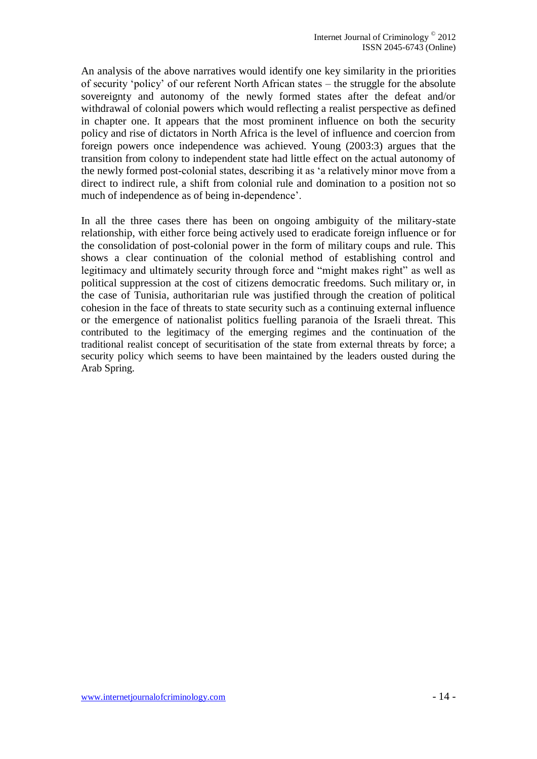An analysis of the above narratives would identify one key similarity in the priorities of security 'policy' of our referent North African states – the struggle for the absolute sovereignty and autonomy of the newly formed states after the defeat and/or withdrawal of colonial powers which would reflecting a realist perspective as defined in chapter one. It appears that the most prominent influence on both the security policy and rise of dictators in North Africa is the level of influence and coercion from foreign powers once independence was achieved. Young (2003:3) argues that the transition from colony to independent state had little effect on the actual autonomy of the newly formed post-colonial states, describing it as 'a relatively minor move from a direct to indirect rule, a shift from colonial rule and domination to a position not so much of independence as of being in-dependence'.

In all the three cases there has been on ongoing ambiguity of the military-state relationship, with either force being actively used to eradicate foreign influence or for the consolidation of post-colonial power in the form of military coups and rule. This shows a clear continuation of the colonial method of establishing control and legitimacy and ultimately security through force and "might makes right" as well as political suppression at the cost of citizens democratic freedoms. Such military or, in the case of Tunisia, authoritarian rule was justified through the creation of political cohesion in the face of threats to state security such as a continuing external influence or the emergence of nationalist politics fuelling paranoia of the Israeli threat. This contributed to the legitimacy of the emerging regimes and the continuation of the traditional realist concept of securitisation of the state from external threats by force; a security policy which seems to have been maintained by the leaders ousted during the Arab Spring.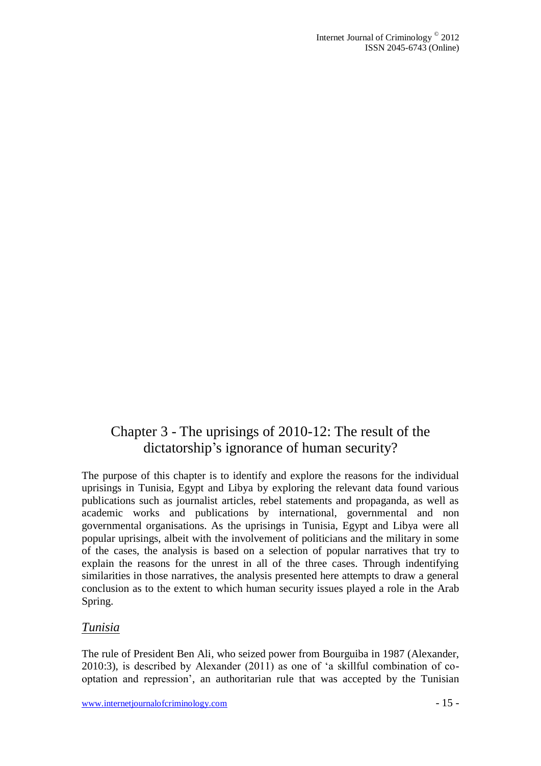# Chapter 3 - The uprisings of 2010-12: The result of the dictatorship's ignorance of human security?

The purpose of this chapter is to identify and explore the reasons for the individual uprisings in Tunisia, Egypt and Libya by exploring the relevant data found various publications such as journalist articles, rebel statements and propaganda, as well as academic works and publications by international, governmental and non governmental organisations. As the uprisings in Tunisia, Egypt and Libya were all popular uprisings, albeit with the involvement of politicians and the military in some of the cases, the analysis is based on a selection of popular narratives that try to explain the reasons for the unrest in all of the three cases. Through indentifying similarities in those narratives, the analysis presented here attempts to draw a general conclusion as to the extent to which human security issues played a role in the Arab Spring.

## *Tunisia*

The rule of President Ben Ali, who seized power from Bourguiba in 1987 (Alexander, 2010:3), is described by Alexander (2011) as one of 'a skillful combination of co-optation and repression', an authoritarian rule that was accepted by the Tunisian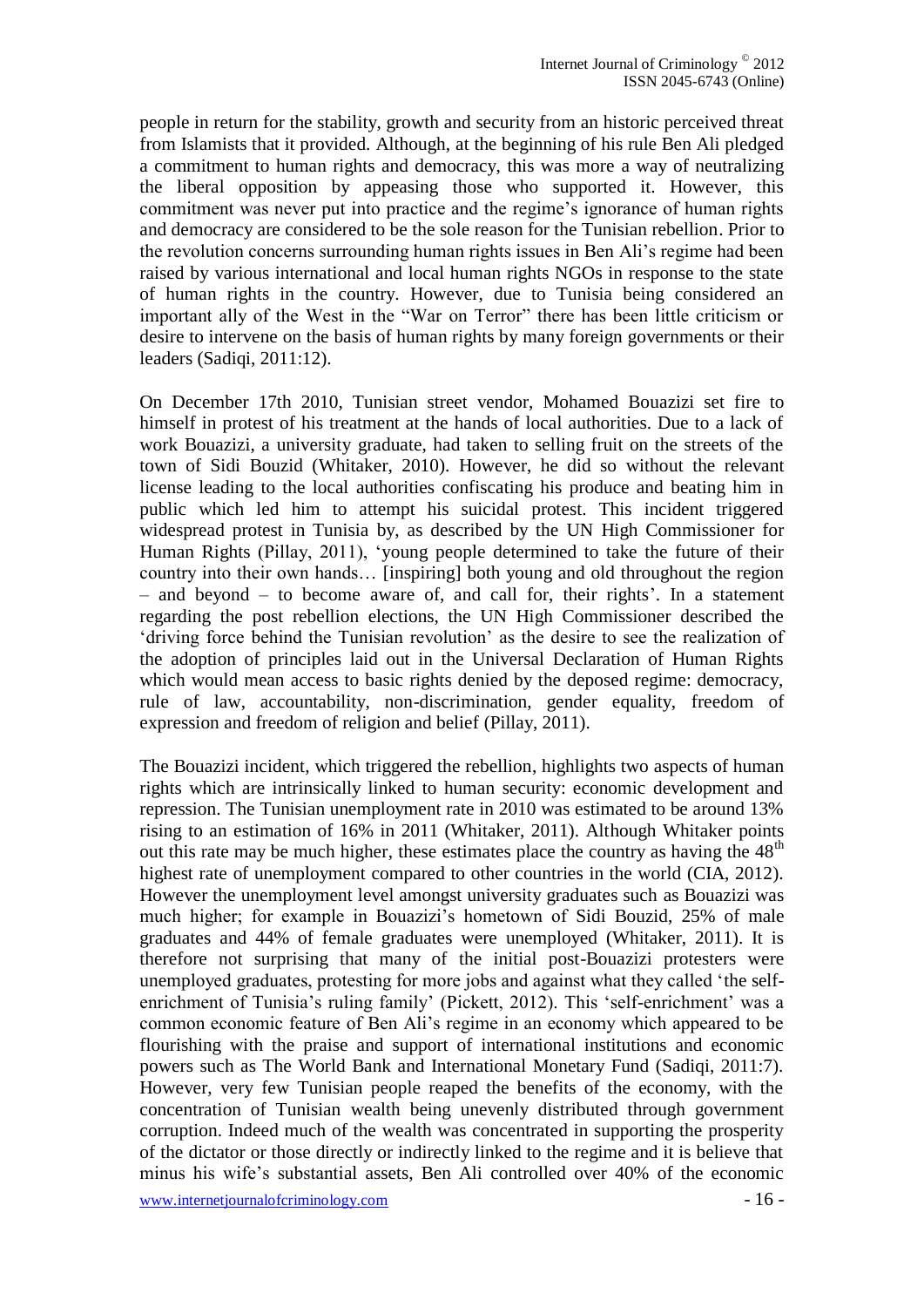people in return for the stability, growth and security from an historic perceived threat from Islamists that it provided. Although, at the beginning of his rule Ben Ali pledged a commitment to human rights and democracy, this was more a way of neutralizing the liberal opposition by appeasing those who supported it. However, this commitment was never put into practice and the regime's ignorance of human rights and democracy are considered to be the sole reason for the Tunisian rebellion. Prior to the revolution concerns surrounding human rights issues in Ben Ali's regime had been raised by various international and local human rights NGOs in response to the state of human rights in the country. However, due to Tunisia being considered an important ally of the West in the "War on Terror" there has been little criticism or desire to intervene on the basis of human rights by many foreign governments or their leaders (Sadiqi, 2011:12).

On December 17th 2010, Tunisian street vendor, Mohamed Bouazizi set fire to himself in protest of his treatment at the hands of local authorities. Due to a lack of work Bouazizi, a university graduate, had taken to selling fruit on the streets of the town of Sidi Bouzid (Whitaker, 2010). However, he did so without the relevant license leading to the local authorities confiscating his produce and beating him in public which led him to attempt his suicidal protest. This incident triggered widespread protest in Tunisia by, as described by the UN High Commissioner for Human Rights (Pillay, 2011), 'young people determined to take the future of their country into their own hands… [inspiring] both young and old throughout the region – and beyond – to become aware of, and call for, their rights'. In a statement regarding the post rebellion elections, the UN High Commissioner described the 'driving force behind the Tunisian revolution' as the desire to see the realization of the adoption of principles laid out in the Universal Declaration of Human Rights which would mean access to basic rights denied by the deposed regime: democracy, rule of law, accountability, non-discrimination, gender equality, freedom of expression and freedom of religion and belief (Pillay, 2011).

The Bouazizi incident, which triggered the rebellion, highlights two aspects of human rights which are intrinsically linked to human security: economic development and repression. The Tunisian unemployment rate in 2010 was estimated to be around 13% rising to an estimation of 16% in 2011 (Whitaker, 2011). Although Whitaker points out this rate may be much higher, these estimates place the country as having the 48th highest rate of unemployment compared to other countries in the world (CIA, 2012). However the unemployment level amongst university graduates such as Bouazizi was much higher; for example in Bouazizi's hometown of Sidi Bouzid, 25% of male graduates and 44% of female graduates were unemployed (Whitaker, 2011). It is therefore not surprising that many of the initial post-Bouazizi protesters were unemployed graduates, protesting for more jobs and against what they called 'the self-enrichment of Tunisia's ruling family' (Pickett, 2012). This 'self-enrichment' was a common economic feature of Ben Ali's regime in an economy which appeared to be flourishing with the praise and support of international institutions and economic powers such as The World Bank and International Monetary Fund (Sadiqi, 2011:7). However, very few Tunisian people reaped the benefits of the economy, with the concentration of Tunisian wealth being unevenly distributed through government corruption. Indeed much of the wealth was concentrated in supporting the prosperity of the dictator or those directly or indirectly linked to the regime and it is believe that minus his wife's substantial assets, Ben Ali controlled over 40% of the economic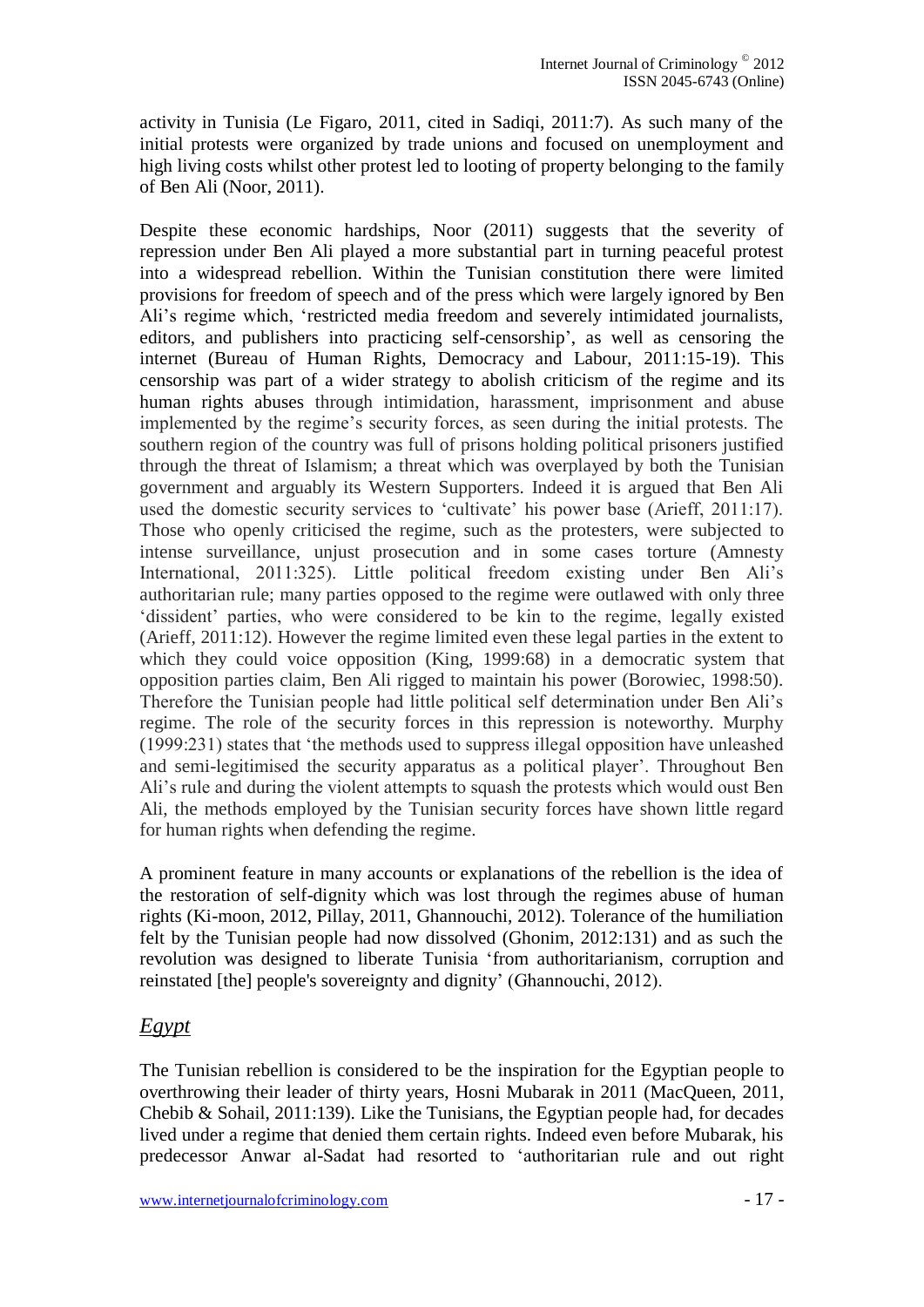activity in Tunisia (Le Figaro, 2011, cited in Sadiqi, 2011:7). As such many of the initial protests were organized by trade unions and focused on unemployment and high living costs whilst other protest led to looting of property belonging to the family of Ben Ali (Noor, 2011).

Despite these economic hardships, Noor (2011) suggests that the severity of repression under Ben Ali played a more substantial part in turning peaceful protest into a widespread rebellion. Within the Tunisian constitution there were limited provisions for freedom of speech and of the press which were largely ignored by Ben Ali's regime which, 'restricted media freedom and severely intimidated journalists, editors, and publishers into practicing self-censorship', as well as censoring the internet (Bureau of Human Rights, Democracy and Labour, 2011:15-19). This censorship was part of a wider strategy to abolish criticism of the regime and its human rights abuses through intimidation, harassment, imprisonment and abuse implemented by the regime's security forces, as seen during the initial protests. The southern region of the country was full of prisons holding political prisoners justified through the threat of Islamism; a threat which was overplayed by both the Tunisian government and arguably its Western Supporters. Indeed it is argued that Ben Ali used the domestic security services to 'cultivate' his power base (Arieff, 2011:17). Those who openly criticised the regime, such as the protesters, were subjected to intense surveillance, unjust prosecution and in some cases torture (Amnesty International, 2011:325). Little political freedom existing under Ben Ali's authoritarian rule; many parties opposed to the regime were outlawed with only three 'dissident' parties, who were considered to be kin to the regime, legally existed (Arieff, 2011:12). However the regime limited even these legal parties in the extent to which they could voice opposition (King, 1999:68) in a democratic system that opposition parties claim, Ben Ali rigged to maintain his power (Borowiec, 1998:50). Therefore the Tunisian people had little political self determination under Ben Ali's regime. The role of the security forces in this repression is noteworthy. Murphy (1999:231) states that 'the methods used to suppress illegal opposition have unleashed and semi-legitimised the security apparatus as a political player'. Throughout Ben Ali's rule and during the violent attempts to squash the protests which would oust Ben Ali, the methods employed by the Tunisian security forces have shown little regard for human rights when defending the regime.

A prominent feature in many accounts or explanations of the rebellion is the idea of the restoration of self-dignity which was lost through the regimes abuse of human rights (Ki-moon, 2012, Pillay, 2011, Ghannouchi, 2012). Tolerance of the humiliation felt by the Tunisian people had now dissolved (Ghonim, 2012:131) and as such the revolution was designed to liberate Tunisia 'from authoritarianism, corruption and reinstated [the] people's sovereignty and dignity' (Ghannouchi, 2012).

### *Egypt*

The Tunisian rebellion is considered to be the inspiration for the Egyptian people to overthrowing their leader of thirty years, Hosni Mubarak in 2011 (MacQueen, 2011, Chebib & Sohail, 2011:139). Like the Tunisians, the Egyptian people had, for decades lived under a regime that denied them certain rights. Indeed even before Mubarak, his predecessor Anwar al-Sadat had resorted to 'authoritarian rule and out right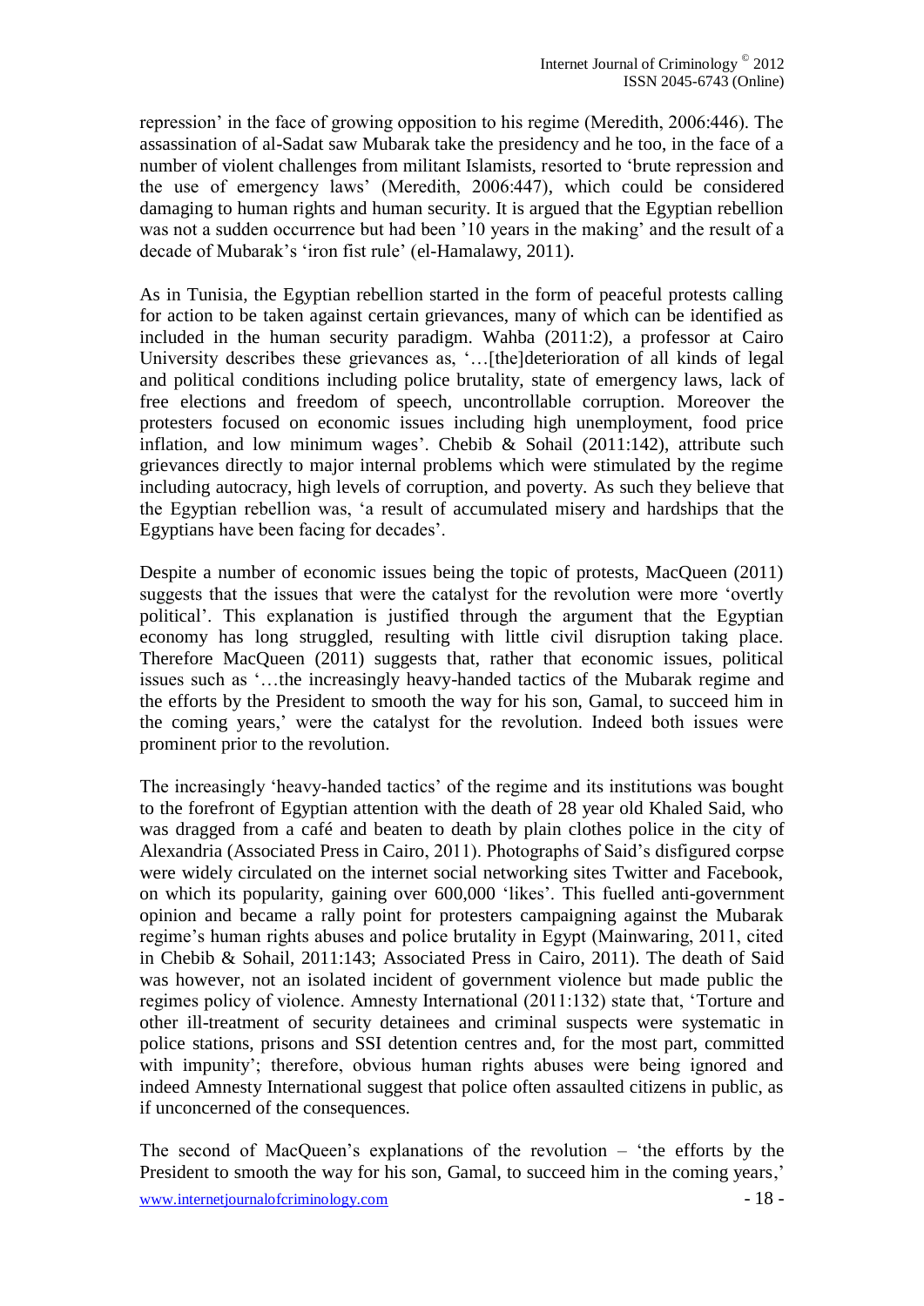repression' in the face of growing opposition to his regime (Meredith, 2006:446). The assassination of al-Sadat saw Mubarak take the presidency and he too, in the face of a number of violent challenges from militant Islamists, resorted to 'brute repression and the use of emergency laws' (Meredith, 2006:447), which could be considered damaging to human rights and human security. It is argued that the Egyptian rebellion was not a sudden occurrence but had been '10 years in the making' and the result of a decade of Mubarak's 'iron fist rule' (el-Hamalawy, 2011).

As in Tunisia, the Egyptian rebellion started in the form of peaceful protests calling for action to be taken against certain grievances, many of which can be identified as included in the human security paradigm. Wahba (2011:2), a professor at Cairo University describes these grievances as, '…[the]deterioration of all kinds of legal and political conditions including police brutality, state of emergency laws, lack of free elections and freedom of speech, uncontrollable corruption. Moreover the protesters focused on economic issues including high unemployment, food price inflation, and low minimum wages'. Chebib & Sohail (2011:142), attribute such grievances directly to major internal problems which were stimulated by the regime including autocracy, high levels of corruption, and poverty. As such they believe that the Egyptian rebellion was, 'a result of accumulated misery and hardships that the Egyptians have been facing for decades'.

Despite a number of economic issues being the topic of protests, MacQueen (2011) suggests that the issues that were the catalyst for the revolution were more 'overtly political'. This explanation is justified through the argument that the Egyptian economy has long struggled, resulting with little civil disruption taking place. Therefore MacQueen (2011) suggests that, rather that economic issues, political issues such as '…the increasingly heavy-handed tactics of the Mubarak regime and the efforts by the President to smooth the way for his son, Gamal, to succeed him in the coming years,' were the catalyst for the revolution. Indeed both issues were prominent prior to the revolution.

The increasingly 'heavy-handed tactics' of the regime and its institutions was bought to the forefront of Egyptian attention with the death of 28 year old Khaled Said, who was dragged from a café and beaten to death by plain clothes police in the city of Alexandria (Associated Press in Cairo, 2011). Photographs of Said's disfigured corpse were widely circulated on the internet social networking sites Twitter and Facebook, on which its popularity, gaining over 600,000 'likes'. This fuelled anti-government opinion and became a rally point for protesters campaigning against the Mubarak regime's human rights abuses and police brutality in Egypt (Mainwaring, 2011, cited in Chebib & Sohail, 2011:143; Associated Press in Cairo, 2011). The death of Said was however, not an isolated incident of government violence but made public the regimes policy of violence. Amnesty International (2011:132) state that, 'Torture and other ill-treatment of security detainees and criminal suspects were systematic in police stations, prisons and SSI detention centres and, for the most part, committed with impunity'; therefore, obvious human rights abuses were being ignored and indeed Amnesty International suggest that police often assaulted citizens in public, as if unconcerned of the consequences.

The second of MacQueen's explanations of the revolution – 'the efforts by the President to smooth the way for his son, Gamal, to succeed him in the coming years,'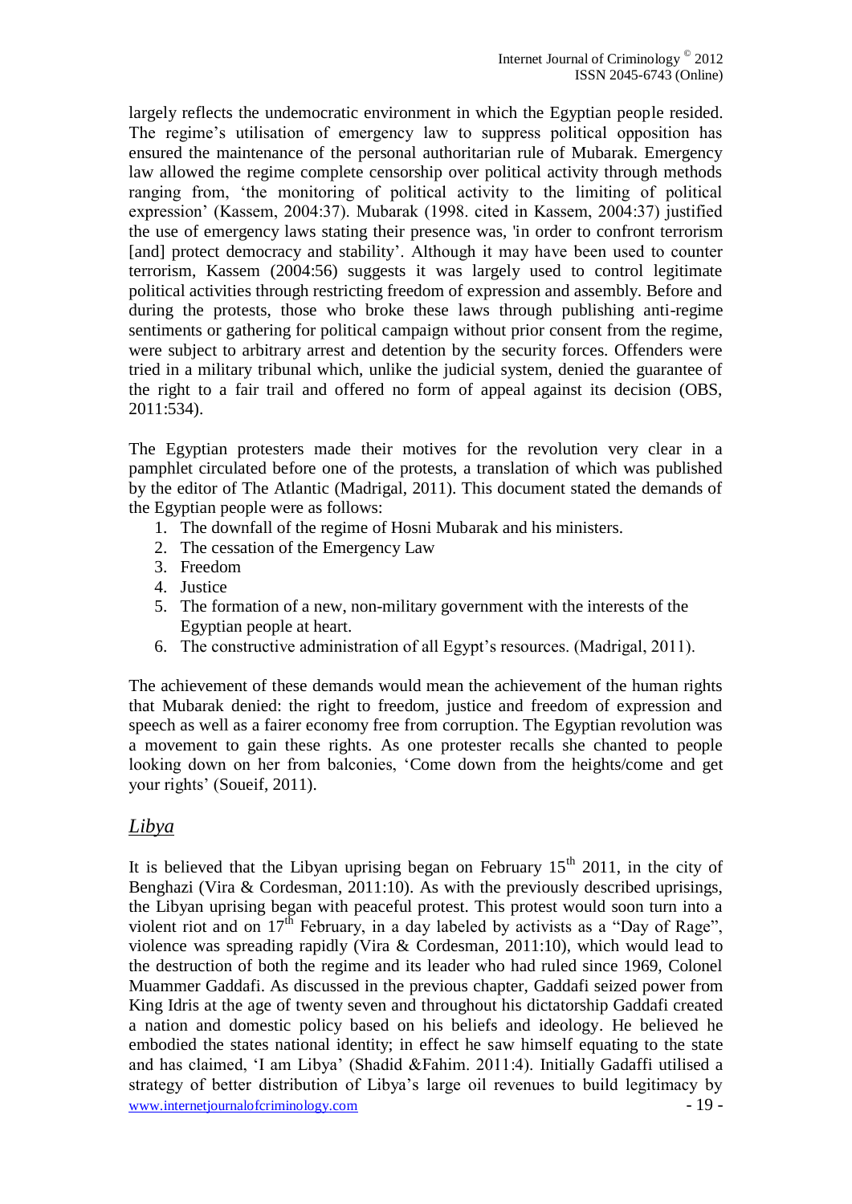largely reflects the undemocratic environment in which the Egyptian people resided. The regime's utilisation of emergency law to suppress political opposition has ensured the maintenance of the personal authoritarian rule of Mubarak. Emergency law allowed the regime complete censorship over political activity through methods ranging from, 'the monitoring of political activity to the limiting of political expression' (Kassem, 2004:37). Mubarak (1998. cited in Kassem, 2004:37) justified the use of emergency laws stating their presence was, 'in order to confront terrorism [and] protect democracy and stability'. Although it may have been used to counter terrorism, Kassem (2004:56) suggests it was largely used to control legitimate political activities through restricting freedom of expression and assembly. Before and during the protests, those who broke these laws through publishing anti-regime sentiments or gathering for political campaign without prior consent from the regime, were subject to arbitrary arrest and detention by the security forces. Offenders were tried in a military tribunal which, unlike the judicial system, denied the guarantee of the right to a fair trail and offered no form of appeal against its decision (OBS, 2011:534).

The Egyptian protesters made their motives for the revolution very clear in a pamphlet circulated before one of the protests, a translation of which was published by the editor of The Atlantic (Madrigal, 2011). This document stated the demands of the Egyptian people were as follows:

1. The downfall of the regime of Hosni Mubarak and his ministers.
2. The cessation of the Emergency Law
3. Freedom
4. Justice
5. The formation of a new, non-military government with the interests of the Egyptian people at heart.
6. The constructive administration of all Egypt's resources. (Madrigal, 2011).

The achievement of these demands would mean the achievement of the human rights that Mubarak denied: the right to freedom, justice and freedom of expression and speech as well as a fairer economy free from corruption. The Egyptian revolution was a movement to gain these rights. As one protester recalls she chanted to people looking down on her from balconies, 'Come down from the heights/come and get your rights' (Soueif, 2011).

## *Libya*

It is believed that the Libyan uprising began on February 15th 2011, in the city of Benghazi (Vira & Cordesman, 2011:10). As with the previously described uprisings, the Libyan uprising began with peaceful protest. This protest would soon turn into a violent riot and on 17th February, in a day labeled by activists as a "Day of Rage", violence was spreading rapidly (Vira & Cordesman, 2011:10), which would lead to the destruction of both the regime and its leader who had ruled since 1969, Colonel Muammer Gaddafi. As discussed in the previous chapter, Gaddafi seized power from King Idris at the age of twenty seven and throughout his dictatorship Gaddafi created a nation and domestic policy based on his beliefs and ideology. He believed he embodied the states national identity; in effect he saw himself equating to the state and has claimed, 'I am Libya' (Shadid &Fahim. 2011:4). Initially Gadaffi utilised a strategy of better distribution of Libya's large oil revenues to build legitimacy by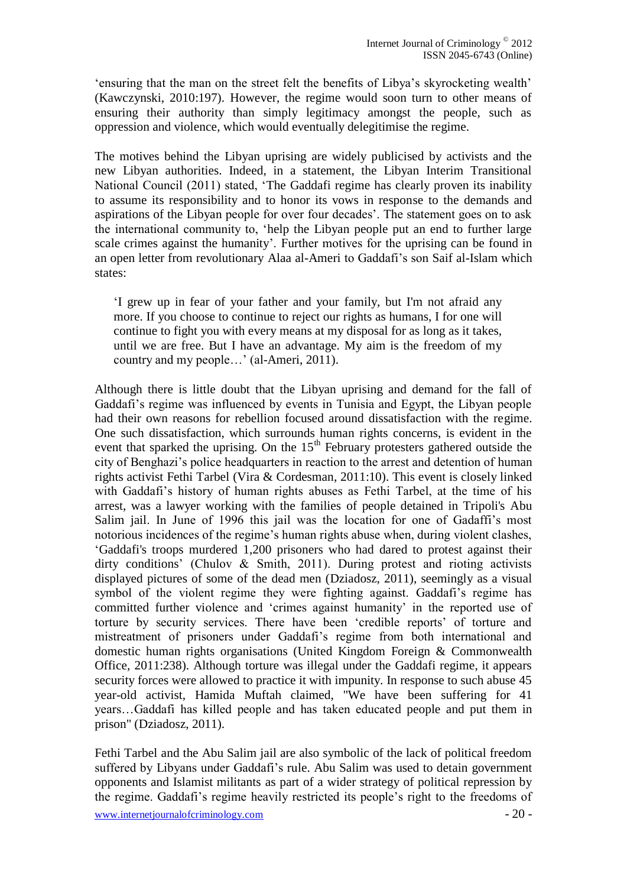'ensuring that the man on the street felt the benefits of Libya's skyrocketing wealth' (Kawczynski, 2010:197). However, the regime would soon turn to other means of ensuring their authority than simply legitimacy amongst the people, such as oppression and violence, which would eventually delegitimise the regime.

The motives behind the Libyan uprising are widely publicised by activists and the new Libyan authorities. Indeed, in a statement, the Libyan Interim Transitional National Council (2011) stated, 'The Gaddafi regime has clearly proven its inability to assume its responsibility and to honor its vows in response to the demands and aspirations of the Libyan people for over four decades'. The statement goes on to ask the international community to, 'help the Libyan people put an end to further large scale crimes against the humanity'. Further motives for the uprising can be found in an open letter from revolutionary Alaa al-Ameri to Gaddafi's son Saif al-Islam which states:

> 'I grew up in fear of your father and your family, but I'm not afraid any more. If you choose to continue to reject our rights as humans, I for one will continue to fight you with every means at my disposal for as long as it takes, until we are free. But I have an advantage. My aim is the freedom of my country and my people…' (al-Ameri, 2011).

Although there is little doubt that the Libyan uprising and demand for the fall of Gaddafi's regime was influenced by events in Tunisia and Egypt, the Libyan people had their own reasons for rebellion focused around dissatisfaction with the regime. One such dissatisfaction, which surrounds human rights concerns, is evident in the event that sparked the uprising. On the 15th February protesters gathered outside the city of Benghazi's police headquarters in reaction to the arrest and detention of human rights activist Fethi Tarbel (Vira & Cordesman, 2011:10). This event is closely linked with Gaddafi's history of human rights abuses as Fethi Tarbel, at the time of his arrest, was a lawyer working with the families of people detained in Tripoli's Abu Salim jail. In June of 1996 this jail was the location for one of Gadaffi's most notorious incidences of the regime's human rights abuse when, during violent clashes, 'Gaddafi's troops murdered 1,200 prisoners who had dared to protest against their dirty conditions' (Chulov & Smith, 2011). During protest and rioting activists displayed pictures of some of the dead men (Dziadosz, 2011), seemingly as a visual symbol of the violent regime they were fighting against. Gaddafi's regime has committed further violence and 'crimes against humanity' in the reported use of torture by security services. There have been 'credible reports' of torture and mistreatment of prisoners under Gaddafi's regime from both international and domestic human rights organisations (United Kingdom Foreign & Commonwealth Office, 2011:238). Although torture was illegal under the Gaddafi regime, it appears security forces were allowed to practice it with impunity. In response to such abuse 45 year-old activist, Hamida Muftah claimed, "We have been suffering for 41 years…Gaddafi has killed people and has taken educated people and put them in prison" (Dziadosz, 2011).

Fethi Tarbel and the Abu Salim jail are also symbolic of the lack of political freedom suffered by Libyans under Gaddafi's rule. Abu Salim was used to detain government opponents and Islamist militants as part of a wider strategy of political repression by the regime. Gaddafi's regime heavily restricted its people's right to the freedoms of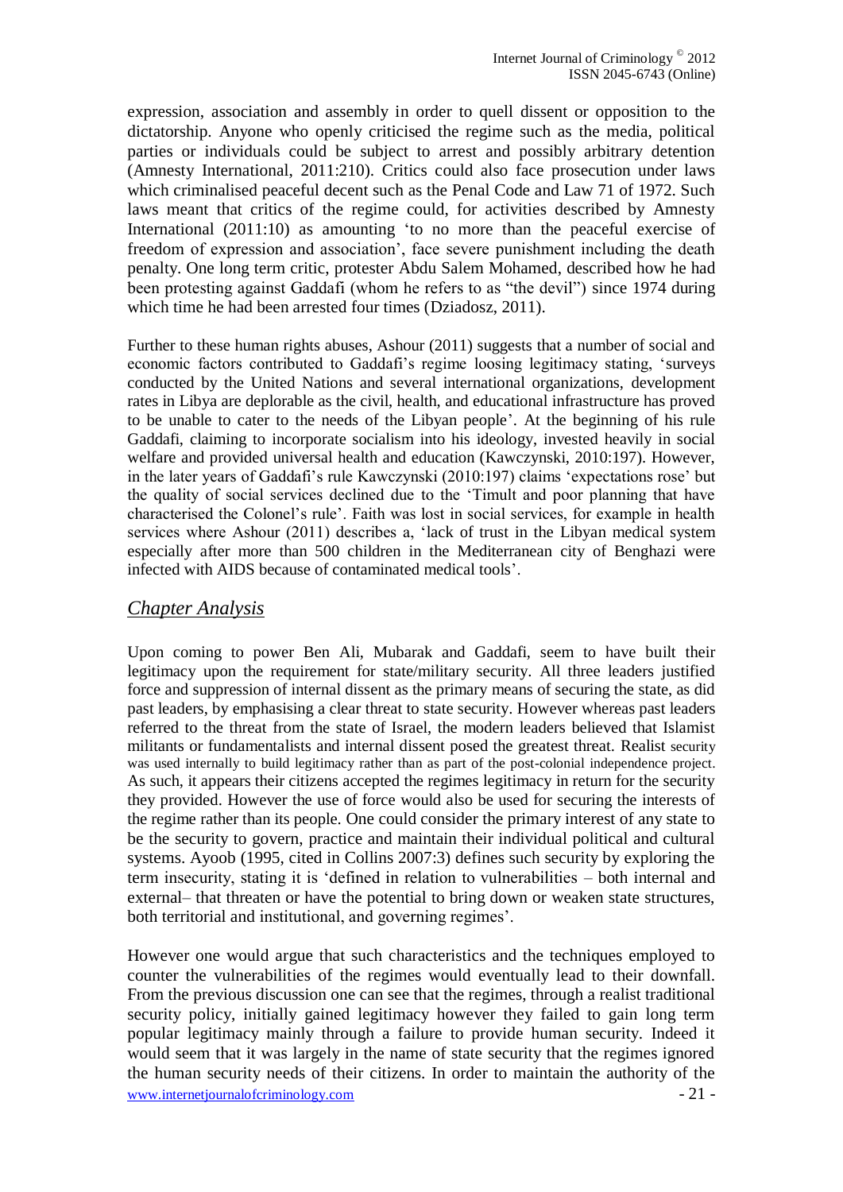expression, association and assembly in order to quell dissent or opposition to the dictatorship. Anyone who openly criticised the regime such as the media, political parties or individuals could be subject to arrest and possibly arbitrary detention (Amnesty International, 2011:210). Critics could also face prosecution under laws which criminalised peaceful decent such as the Penal Code and Law 71 of 1972. Such laws meant that critics of the regime could, for activities described by Amnesty International (2011:10) as amounting 'to no more than the peaceful exercise of freedom of expression and association', face severe punishment including the death penalty. One long term critic, protester Abdu Salem Mohamed, described how he had been protesting against Gaddafi (whom he refers to as "the devil") since 1974 during which time he had been arrested four times (Dziadosz, 2011).

Further to these human rights abuses, Ashour (2011) suggests that a number of social and economic factors contributed to Gaddafi's regime loosing legitimacy stating, 'surveys conducted by the United Nations and several international organizations, development rates in Libya are deplorable as the civil, health, and educational infrastructure has proved to be unable to cater to the needs of the Libyan people'. At the beginning of his rule Gaddafi, claiming to incorporate socialism into his ideology, invested heavily in social welfare and provided universal health and education (Kawczynski, 2010:197). However, in the later years of Gaddafi's rule Kawczynski (2010:197) claims 'expectations rose' but the quality of social services declined due to the 'Timult and poor planning that have characterised the Colonel's rule'. Faith was lost in social services, for example in health services where Ashour (2011) describes a, 'lack of trust in the Libyan medical system especially after more than 500 children in the Mediterranean city of Benghazi were infected with AIDS because of contaminated medical tools'.

## *Chapter Analysis*

Upon coming to power Ben Ali, Mubarak and Gaddafi, seem to have built their legitimacy upon the requirement for state/military security. All three leaders justified force and suppression of internal dissent as the primary means of securing the state, as did past leaders, by emphasising a clear threat to state security. However whereas past leaders referred to the threat from the state of Israel, the modern leaders believed that Islamist militants or fundamentalists and internal dissent posed the greatest threat. Realist security was used internally to build legitimacy rather than as part of the post-colonial independence project. As such, it appears their citizens accepted the regimes legitimacy in return for the security they provided. However the use of force would also be used for securing the interests of the regime rather than its people. One could consider the primary interest of any state to be the security to govern, practice and maintain their individual political and cultural systems. Ayoob (1995, cited in Collins 2007:3) defines such security by exploring the term insecurity, stating it is 'defined in relation to vulnerabilities – both internal and external– that threaten or have the potential to bring down or weaken state structures, both territorial and institutional, and governing regimes'.

However one would argue that such characteristics and the techniques employed to counter the vulnerabilities of the regimes would eventually lead to their downfall. From the previous discussion one can see that the regimes, through a realist traditional security policy, initially gained legitimacy however they failed to gain long term popular legitimacy mainly through a failure to provide human security. Indeed it would seem that it was largely in the name of state security that the regimes ignored the human security needs of their citizens. In order to maintain the authority of the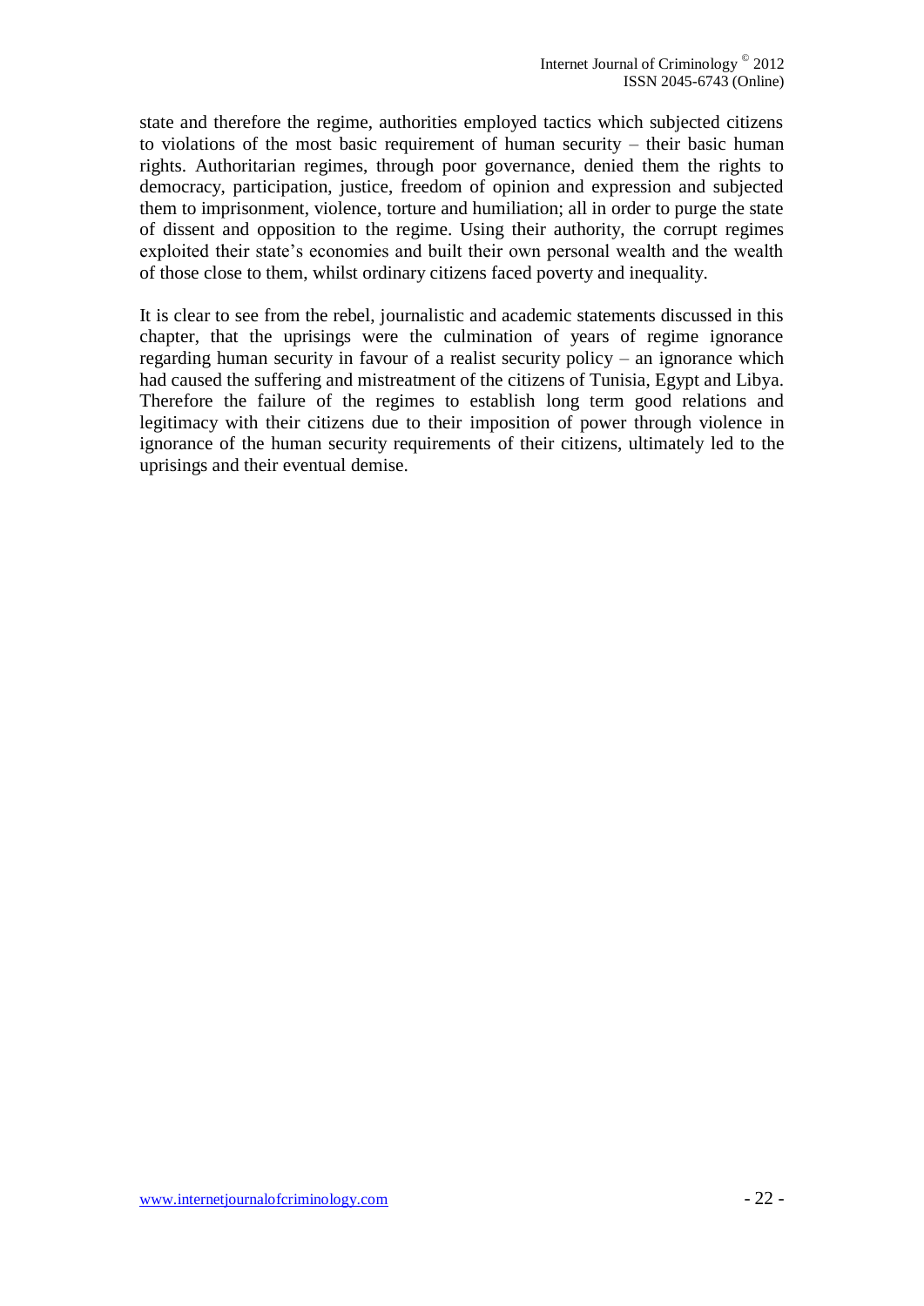state and therefore the regime, authorities employed tactics which subjected citizens to violations of the most basic requirement of human security – their basic human rights. Authoritarian regimes, through poor governance, denied them the rights to democracy, participation, justice, freedom of opinion and expression and subjected them to imprisonment, violence, torture and humiliation; all in order to purge the state of dissent and opposition to the regime. Using their authority, the corrupt regimes exploited their state's economies and built their own personal wealth and the wealth of those close to them, whilst ordinary citizens faced poverty and inequality.

It is clear to see from the rebel, journalistic and academic statements discussed in this chapter, that the uprisings were the culmination of years of regime ignorance regarding human security in favour of a realist security policy – an ignorance which had caused the suffering and mistreatment of the citizens of Tunisia, Egypt and Libya. Therefore the failure of the regimes to establish long term good relations and legitimacy with their citizens due to their imposition of power through violence in ignorance of the human security requirements of their citizens, ultimately led to the uprisings and their eventual demise.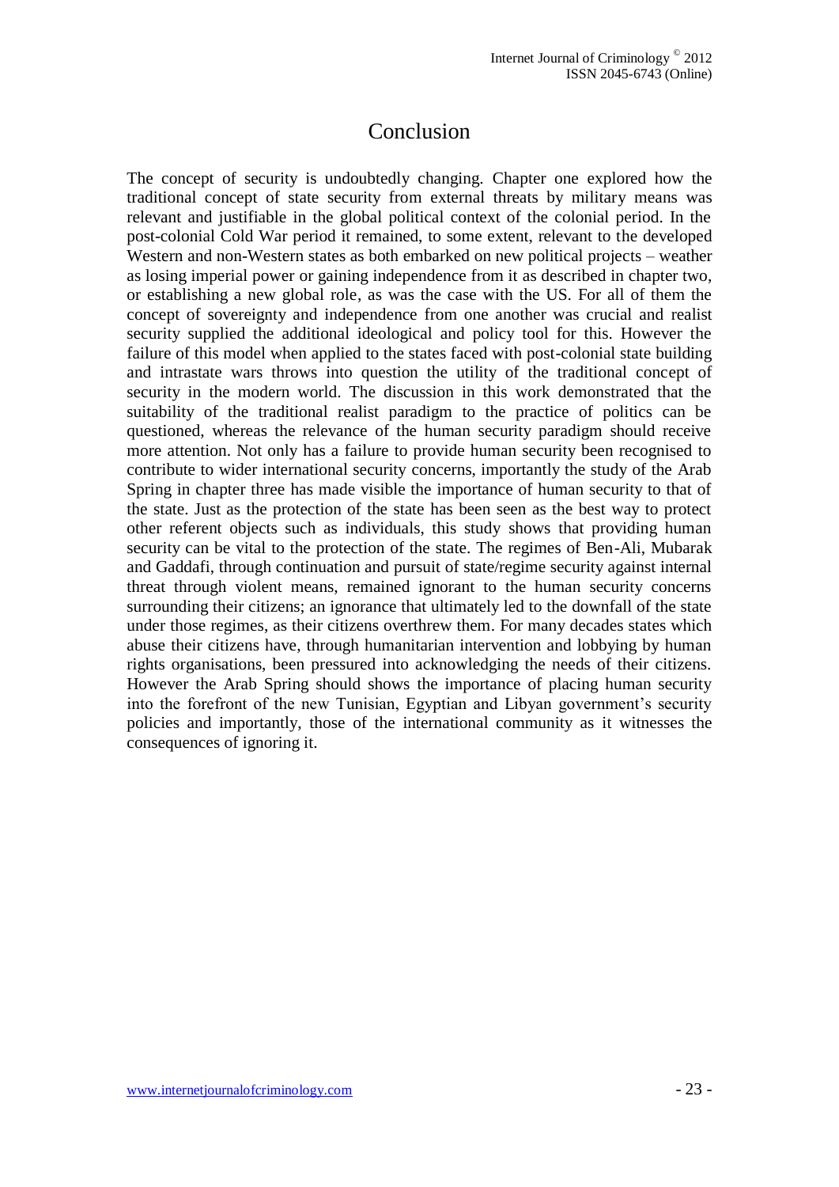# Conclusion

The concept of security is undoubtedly changing. Chapter one explored how the traditional concept of state security from external threats by military means was relevant and justifiable in the global political context of the colonial period. In the post-colonial Cold War period it remained, to some extent, relevant to the developed Western and non-Western states as both embarked on new political projects – weather as losing imperial power or gaining independence from it as described in chapter two, or establishing a new global role, as was the case with the US. For all of them the concept of sovereignty and independence from one another was crucial and realist security supplied the additional ideological and policy tool for this. However the failure of this model when applied to the states faced with post-colonial state building and intrastate wars throws into question the utility of the traditional concept of security in the modern world. The discussion in this work demonstrated that the suitability of the traditional realist paradigm to the practice of politics can be questioned, whereas the relevance of the human security paradigm should receive more attention. Not only has a failure to provide human security been recognised to contribute to wider international security concerns, importantly the study of the Arab Spring in chapter three has made visible the importance of human security to that of the state. Just as the protection of the state has been seen as the best way to protect other referent objects such as individuals, this study shows that providing human security can be vital to the protection of the state. The regimes of Ben-Ali, Mubarak and Gaddafi, through continuation and pursuit of state/regime security against internal threat through violent means, remained ignorant to the human security concerns surrounding their citizens; an ignorance that ultimately led to the downfall of the state under those regimes, as their citizens overthrew them. For many decades states which abuse their citizens have, through humanitarian intervention and lobbying by human rights organisations, been pressured into acknowledging the needs of their citizens. However the Arab Spring should shows the importance of placing human security into the forefront of the new Tunisian, Egyptian and Libyan government's security policies and importantly, those of the international community as it witnesses the consequences of ignoring it.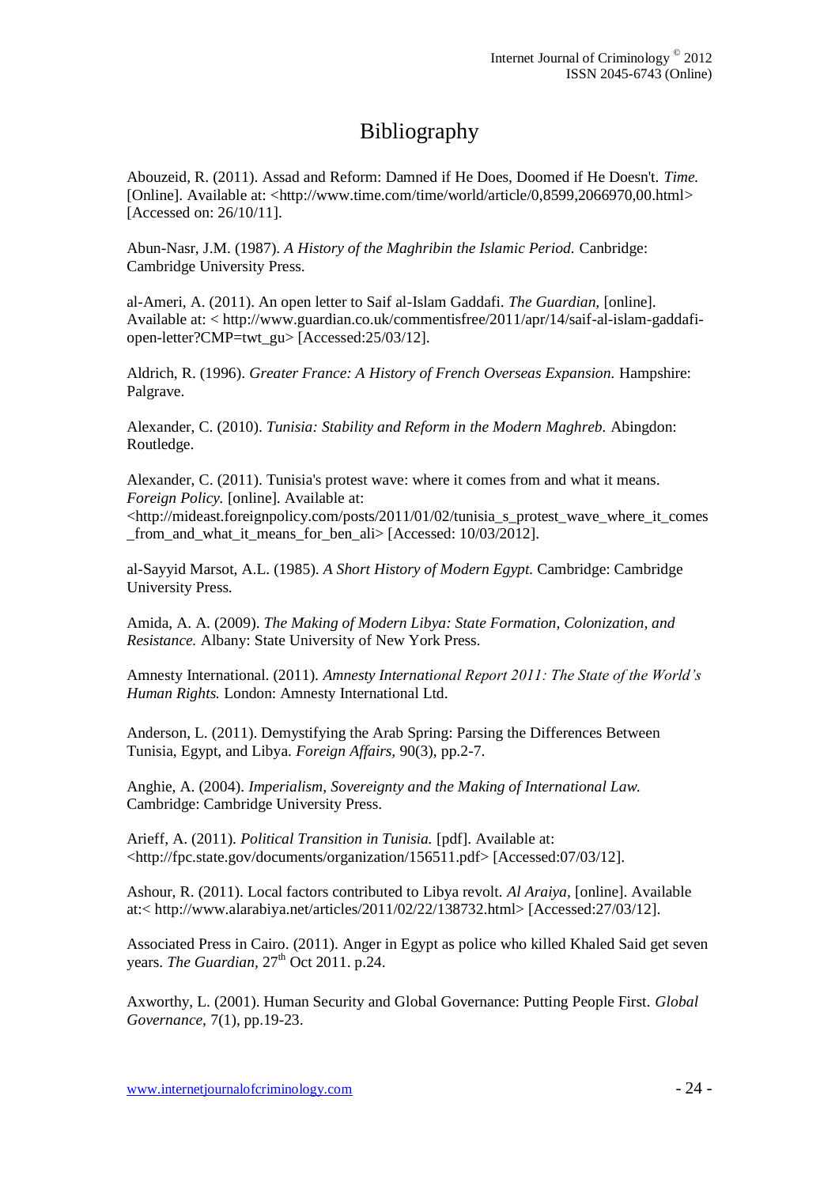# Bibliography

Abouzeid, R. (2011). Assad and Reform: Damned if He Does, Doomed if He Doesn't. *Time.* [Online]. Available at: <http://www.time.com/time/world/article/0,8599,2066970,00.html> [Accessed on: 26/10/11].

Abun-Nasr, J.M. (1987). *A History of the Maghribin the Islamic Period.* Canbridge: Cambridge University Press.

al-Ameri, A. (2011). An open letter to Saif al-Islam Gaddafi. *The Guardian,* [online]. Available at: < http://www.guardian.co.uk/commentisfree/2011/apr/14/saif-al-islam-gaddafi-open-letter?CMP=twt_gu> [Accessed:25/03/12].

Aldrich, R. (1996). *Greater France: A History of French Overseas Expansion.* Hampshire: Palgrave.

Alexander, C. (2010). *Tunisia: Stability and Reform in the Modern Maghreb.* Abingdon: Routledge.

Alexander, C. (2011). Tunisia's protest wave: where it comes from and what it means. *Foreign Policy.* [online]. Available at: <http://mideast.foreignpolicy.com/posts/2011/01/02/tunisia_s_protest_wave_where_it_comes_from_and_what_it_means_for_ben_ali> [Accessed: 10/03/2012].

al-Sayyid Marsot, A.L. (1985). *A Short History of Modern Egypt.* Cambridge: Cambridge University Press.

Amida, A. A. (2009). *The Making of Modern Libya: State Formation, Colonization, and Resistance.* Albany: State University of New York Press.

Amnesty International. (2011). *Amnesty International Report 2011: The State of the World's Human Rights.* London: Amnesty International Ltd.

Anderson, L. (2011). Demystifying the Arab Spring: Parsing the Differences Between Tunisia, Egypt, and Libya. *Foreign Affairs,* 90(3), pp.2-7.

Anghie, A. (2004). *Imperialism, Sovereignty and the Making of International Law.* Cambridge: Cambridge University Press.

Arieff, A. (2011). *Political Transition in Tunisia.* [pdf]. Available at: <http://fpc.state.gov/documents/organization/156511.pdf> [Accessed:07/03/12].

Ashour, R. (2011). Local factors contributed to Libya revolt. *Al Araiya,* [online]. Available at:< http://www.alarabiya.net/articles/2011/02/22/138732.html> [Accessed:27/03/12].

Associated Press in Cairo. (2011). Anger in Egypt as police who killed Khaled Said get seven years. *The Guardian,* 27th Oct 2011. p.24.

Axworthy, L. (2001). Human Security and Global Governance: Putting People First. *Global Governance,* 7(1), pp.19-23.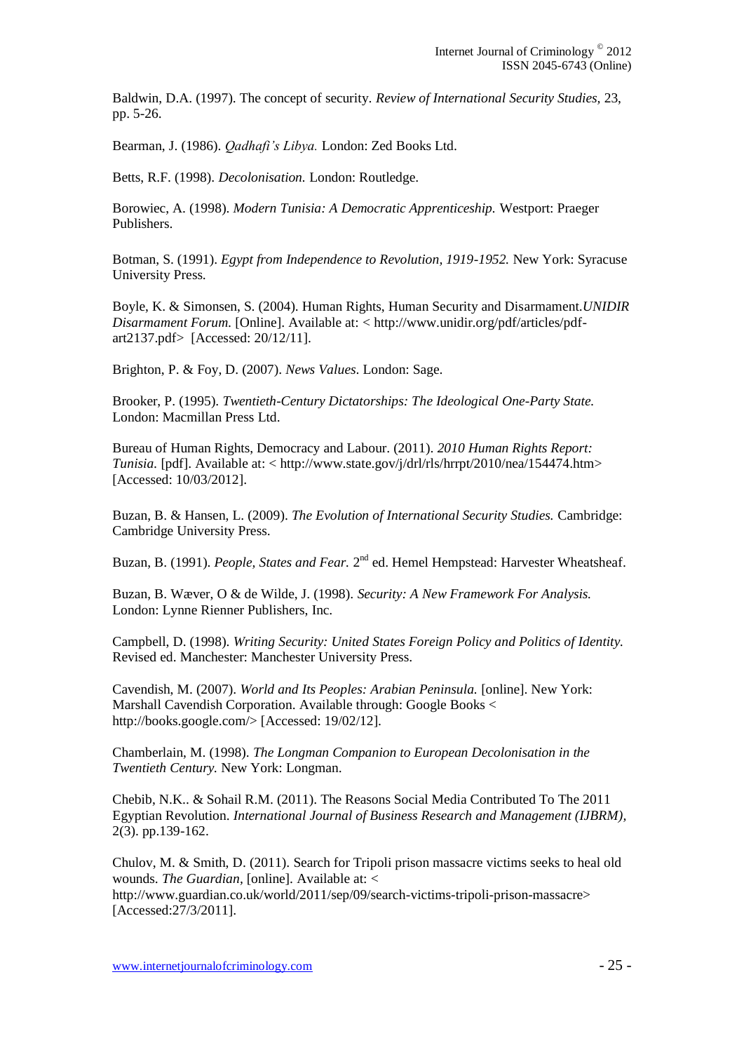Baldwin, D.A. (1997). The concept of security. *Review of International Security Studies,* 23, pp. 5-26.

Bearman, J. (1986). *Qadhafi's Libya.* London: Zed Books Ltd.

Betts, R.F. (1998). *Decolonisation.* London: Routledge.

Borowiec, A. (1998). *Modern Tunisia: A Democratic Apprenticeship.* Westport: Praeger Publishers.

Botman, S. (1991). *Egypt from Independence to Revolution, 1919-1952.* New York: Syracuse University Press.

Boyle, K. & Simonsen, S. (2004). Human Rights, Human Security and Disarmament.*UNIDIR Disarmament Forum.* [Online]. Available at: < http://www.unidir.org/pdf/articles/pdf-art2137.pdf> [Accessed: 20/12/11].

Brighton, P. & Foy, D. (2007). *News Values*. London: Sage.

Brooker, P. (1995). *Twentieth-Century Dictatorships: The Ideological One-Party State.* London: Macmillan Press Ltd.

Bureau of Human Rights, Democracy and Labour. (2011). *2010 Human Rights Report: Tunisia*. [pdf]. Available at: < http://www.state.gov/j/drl/rls/hrrpt/2010/nea/154474.htm> [Accessed: 10/03/2012].

Buzan, B. & Hansen, L. (2009). *The Evolution of International Security Studies.* Cambridge: Cambridge University Press.

Buzan, B. (1991). *People, States and Fear.* 2nd ed. Hemel Hempstead: Harvester Wheatsheaf.

Buzan, B. Wæver, O & de Wilde, J. (1998). *Security: A New Framework For Analysis.* London: Lynne Rienner Publishers, Inc.

Campbell, D. (1998). *Writing Security: United States Foreign Policy and Politics of Identity.* Revised ed. Manchester: Manchester University Press.

Cavendish, M. (2007). *World and Its Peoples: Arabian Peninsula.* [online]. New York: Marshall Cavendish Corporation. Available through: Google Books < http://books.google.com/> [Accessed: 19/02/12].

Chamberlain, M. (1998). *The Longman Companion to European Decolonisation in the Twentieth Century.* New York: Longman.

Chebib, N.K.. & Sohail R.M. (2011). The Reasons Social Media Contributed To The 2011 Egyptian Revolution. *International Journal of Business Research and Management (IJBRM),* 2(3). pp.139-162.

Chulov, M. & Smith, D. (2011). Search for Tripoli prison massacre victims seeks to heal old wounds. *The Guardian,* [online]. Available at: < http://www.guardian.co.uk/world/2011/sep/09/search-victims-tripoli-prison-massacre> [Accessed:27/3/2011].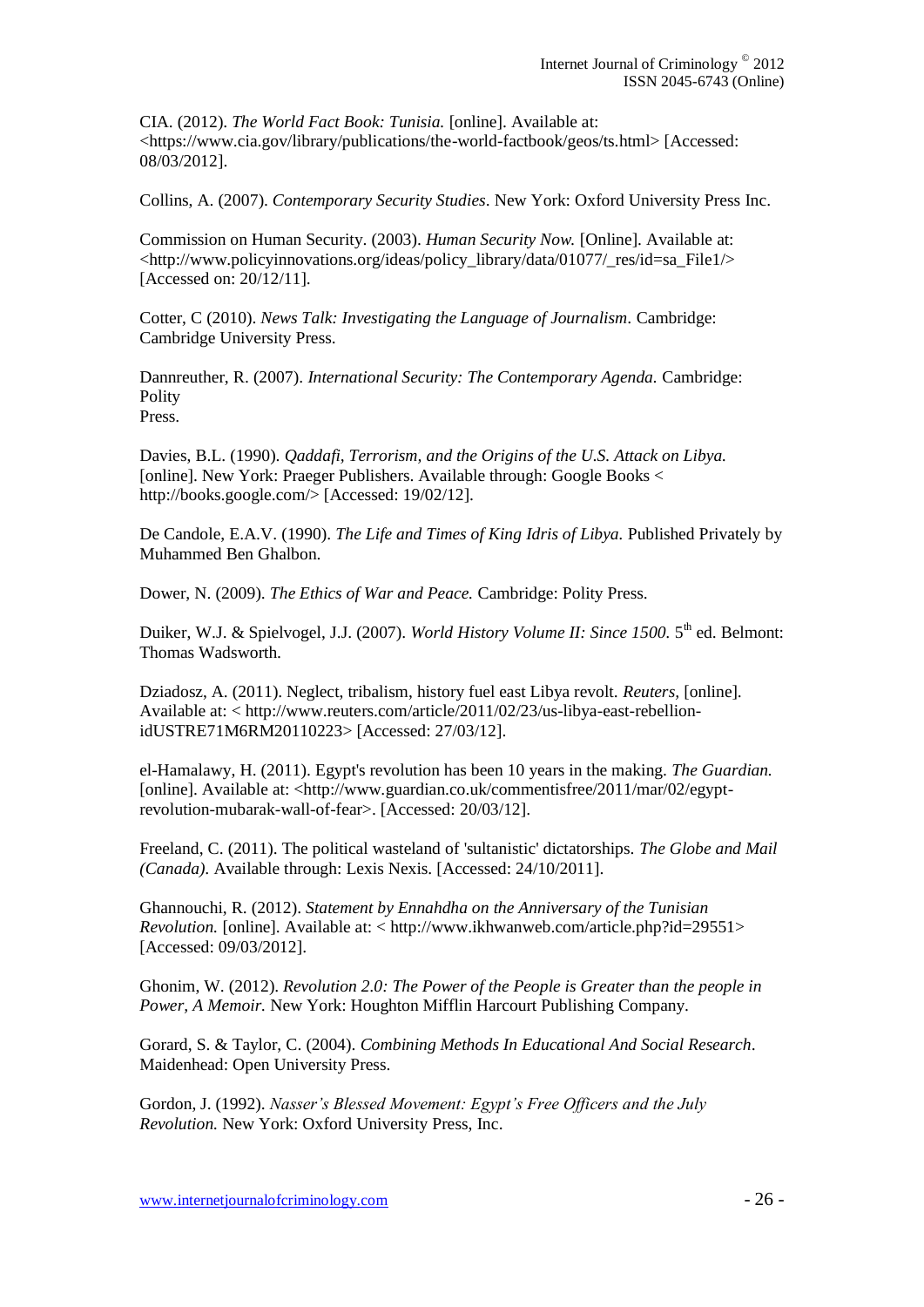CIA. (2012). *The World Fact Book: Tunisia.* [online]. Available at: <https://www.cia.gov/library/publications/the-world-factbook/geos/ts.html> [Accessed: 08/03/2012].

Collins, A. (2007). *Contemporary Security Studies*. New York: Oxford University Press Inc.

Commission on Human Security. (2003). *Human Security Now.* [Online]. Available at: <http://www.policyinnovations.org/ideas/policy_library/data/01077/_res/id=sa_File1/> [Accessed on: 20/12/11].

Cotter, C (2010). *News Talk: Investigating the Language of Journalism*. Cambridge: Cambridge University Press.

Dannreuther, R. (2007). *International Security: The Contemporary Agenda.* Cambridge: Polity Press.

Davies, B.L. (1990). *Qaddafi, Terrorism, and the Origins of the U.S. Attack on Libya.* [online]. New York: Praeger Publishers. Available through: Google Books < http://books.google.com/> [Accessed: 19/02/12].

De Candole, E.A.V. (1990). *The Life and Times of King Idris of Libya.* Published Privately by Muhammed Ben Ghalbon.

Dower, N. (2009). *The Ethics of War and Peace.* Cambridge: Polity Press.

Duiker, W.J. & Spielvogel, J.J. (2007). *World History Volume II: Since 1500.* 5th ed. Belmont: Thomas Wadsworth.

Dziadosz, A. (2011). Neglect, tribalism, history fuel east Libya revolt. *Reuters,* [online]. Available at: < http://www.reuters.com/article/2011/02/23/us-libya-east-rebellion-idUSTRE71M6RM20110223> [Accessed: 27/03/12].

el-Hamalawy, H. (2011). Egypt's revolution has been 10 years in the making. *The Guardian.* [online]. Available at: <http://www.guardian.co.uk/commentisfree/2011/mar/02/egypt-revolution-mubarak-wall-of-fear>. [Accessed: 20/03/12].

Freeland, C. (2011). The political wasteland of 'sultanistic' dictatorships. *The Globe and Mail (Canada).* Available through: Lexis Nexis. [Accessed: 24/10/2011].

Ghannouchi, R. (2012). *Statement by Ennahdha on the Anniversary of the Tunisian Revolution.* [online]. Available at: < http://www.ikhwanweb.com/article.php?id=29551> [Accessed: 09/03/2012].

Ghonim, W. (2012). *Revolution 2.0: The Power of the People is Greater than the people in Power, A Memoir.* New York: Houghton Mifflin Harcourt Publishing Company.

Gorard, S. & Taylor, C. (2004). *Combining Methods In Educational And Social Research*. Maidenhead: Open University Press.

Gordon, J. (1992). *Nasser's Blessed Movement: Egypt's Free Officers and the July Revolution.* New York: Oxford University Press, Inc.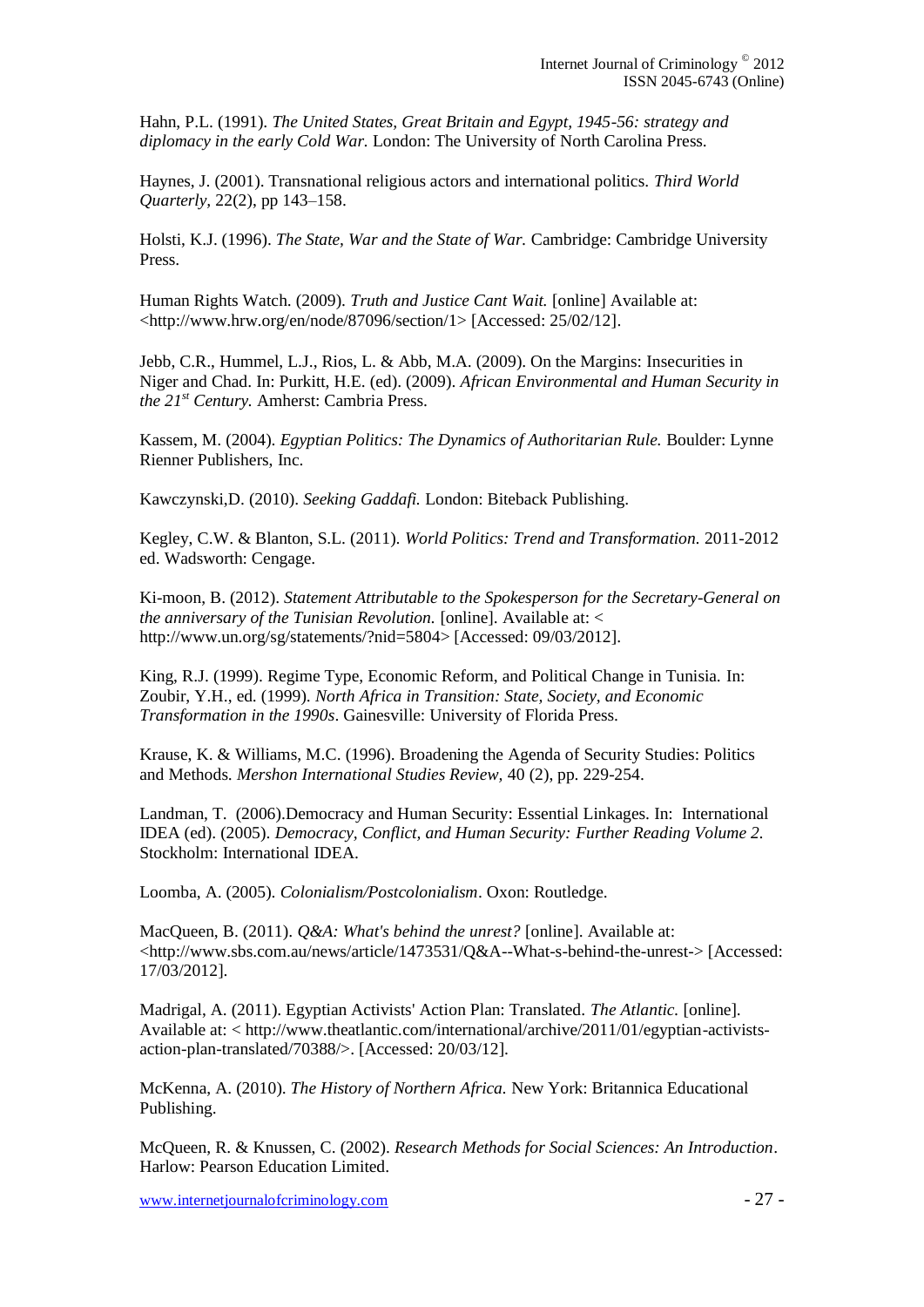Hahn, P.L. (1991). *The United States, Great Britain and Egypt, 1945-56: strategy and diplomacy in the early Cold War.* London: The University of North Carolina Press.

Haynes, J. (2001). Transnational religious actors and international politics. *Third World Quarterly,* 22(2), pp 143–158.

Holsti, K.J. (1996). *The State, War and the State of War.* Cambridge: Cambridge University Press.

Human Rights Watch. (2009). *Truth and Justice Cant Wait.* [online] Available at: <http://www.hrw.org/en/node/87096/section/1> [Accessed: 25/02/12].

Jebb, C.R., Hummel, L.J., Rios, L. & Abb, M.A. (2009). On the Margins: Insecurities in Niger and Chad. In: Purkitt, H.E. (ed). (2009). *African Environmental and Human Security in the 21st Century.* Amherst: Cambria Press.

Kassem, M. (2004). *Egyptian Politics: The Dynamics of Authoritarian Rule.* Boulder: Lynne Rienner Publishers, Inc.

Kawczynski,D. (2010). *Seeking Gaddafi.* London: Biteback Publishing.

Kegley, C.W. & Blanton, S.L. (2011). *World Politics: Trend and Transformation.* 2011-2012 ed. Wadsworth: Cengage.

Ki-moon, B. (2012). *Statement Attributable to the Spokesperson for the Secretary-General on the anniversary of the Tunisian Revolution.* [online]. Available at: < http://www.un.org/sg/statements/?nid=5804> [Accessed: 09/03/2012].

King, R.J. (1999). Regime Type, Economic Reform, and Political Change in Tunisia. In: Zoubir, Y.H., ed. (1999). *North Africa in Transition: State, Society, and Economic Transformation in the 1990s*. Gainesville: University of Florida Press.

Krause, K. & Williams, M.C. (1996). Broadening the Agenda of Security Studies: Politics and Methods. *Mershon International Studies Review,* 40 (2), pp. 229-254.

Landman, T. (2006).Democracy and Human Security: Essential Linkages. In: International IDEA (ed). (2005). *Democracy, Conflict, and Human Security: Further Reading Volume 2.* Stockholm: International IDEA.

Loomba, A. (2005). *Colonialism/Postcolonialism*. Oxon: Routledge.

MacQueen, B. (2011). *Q&A: What's behind the unrest?* [online]. Available at: <http://www.sbs.com.au/news/article/1473531/Q&A--What-s-behind-the-unrest-> [Accessed: 17/03/2012].

Madrigal, A. (2011). Egyptian Activists' Action Plan: Translated. *The Atlantic.* [online]. Available at: < http://www.theatlantic.com/international/archive/2011/01/egyptian-activists-action-plan-translated/70388/>. [Accessed: 20/03/12].

McKenna, A. (2010). *The History of Northern Africa.* New York: Britannica Educational Publishing.

McQueen, R. & Knussen, C. (2002). *Research Methods for Social Sciences: An Introduction*. Harlow: Pearson Education Limited.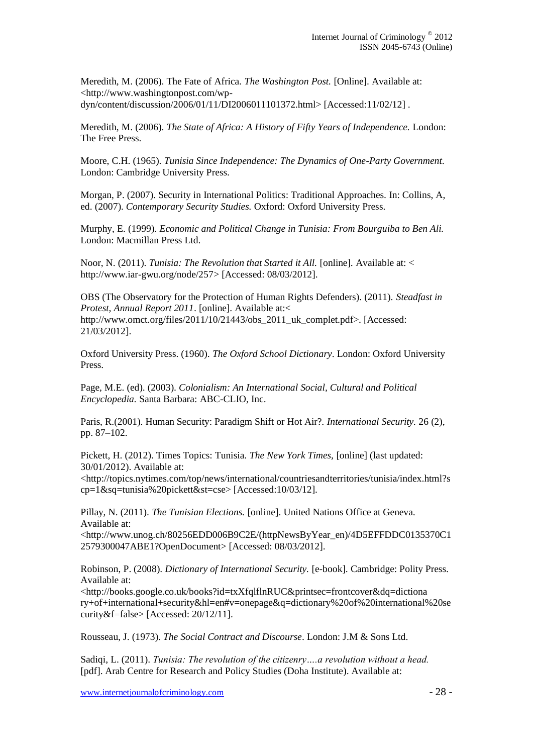Meredith, M. (2006). The Fate of Africa. *The Washington Post.* [Online]. Available at: <http://www.washingtonpost.com/wp-dyn/content/discussion/2006/01/11/DI2006011101372.html> [Accessed:11/02/12] .

Meredith, M. (2006). *The State of Africa: A History of Fifty Years of Independence.* London: The Free Press.

Moore, C.H. (1965). *Tunisia Since Independence: The Dynamics of One-Party Government.* London: Cambridge University Press.

Morgan, P. (2007). Security in International Politics: Traditional Approaches. In: Collins, A, ed. (2007). *Contemporary Security Studies.* Oxford: Oxford University Press.

Murphy, E. (1999). *Economic and Political Change in Tunisia: From Bourguiba to Ben Ali.* London: Macmillan Press Ltd.

Noor, N. (2011). *Tunisia: The Revolution that Started it All.* [online]. Available at: < http://www.iar-gwu.org/node/257> [Accessed: 08/03/2012].

OBS (The Observatory for the Protection of Human Rights Defenders). (2011). *Steadfast in Protest, Annual Report 2011*. [online]. Available at:< http://www.omct.org/files/2011/10/21443/obs_2011_uk_complet.pdf>. [Accessed: 21/03/2012].

Oxford University Press. (1960). *The Oxford School Dictionary*. London: Oxford University Press.

Page, M.E. (ed). (2003). *Colonialism: An International Social, Cultural and Political Encyclopedia.* Santa Barbara: ABC-CLIO, Inc.

Paris, R.(2001). Human Security: Paradigm Shift or Hot Air?. *International Security.* 26 (2), pp. 87–102.

Pickett, H. (2012). Times Topics: Tunisia. *The New York Times,* [online] (last updated: 30/01/2012). Available at: <http://topics.nytimes.com/top/news/international/countriesandterritories/tunisia/index.html?scp=1&sq=tunisia%20pickett&st=cse> [Accessed:10/03/12].

Pillay, N. (2011). *The Tunisian Elections.* [online]. United Nations Office at Geneva. Available at: <http://www.unog.ch/80256EDD006B9C2E/(httpNewsByYear_en)/4D5EFFDDC0135370C12579300047ABE1?OpenDocument> [Accessed: 08/03/2012].

Robinson, P. (2008). *Dictionary of International Security.* [e-book]. Cambridge: Polity Press. Available at: <http://books.google.co.uk/books?id=txXfqlflnRUC&printsec=frontcover&dq=dictionary+of+international+security&hl=en#v=onepage&q=dictionary%20of%20international%20security&f=false> [Accessed: 20/12/11].

Rousseau, J. (1973). *The Social Contract and Discourse*. London: J.M & Sons Ltd.

Sadiqi, L. (2011). *Tunisia: The revolution of the citizenry….a revolution without a head.* [pdf]. Arab Centre for Research and Policy Studies (Doha Institute). Available at: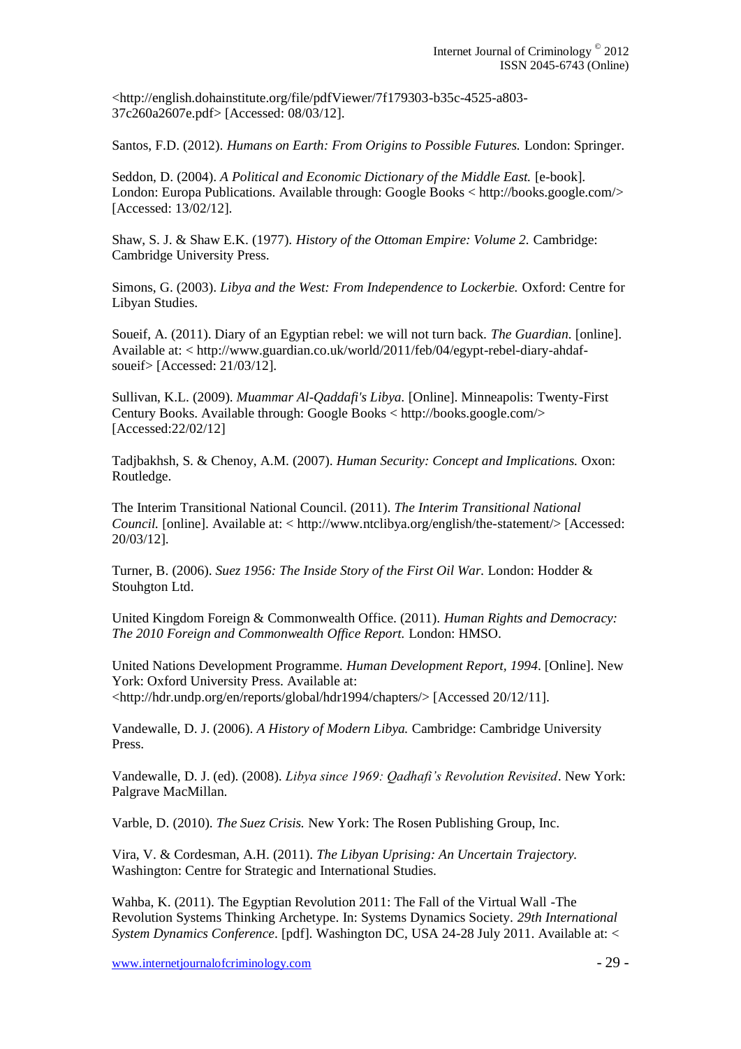<http://english.dohainstitute.org/file/pdfViewer/7f179303-b35c-4525-a803-37c260a2607e.pdf> [Accessed: 08/03/12].

Santos, F.D. (2012). *Humans on Earth: From Origins to Possible Futures.* London: Springer.

Seddon, D. (2004). *A Political and Economic Dictionary of the Middle East.* [e-book]. London: Europa Publications. Available through: Google Books < http://books.google.com/> [Accessed: 13/02/12].

Shaw, S. J. & Shaw E.K. (1977). *History of the Ottoman Empire: Volume 2.* Cambridge: Cambridge University Press.

Simons, G. (2003). *Libya and the West: From Independence to Lockerbie.* Oxford: Centre for Libyan Studies.

Soueif, A. (2011). Diary of an Egyptian rebel: we will not turn back. *The Guardian.* [online]. Available at: < http://www.guardian.co.uk/world/2011/feb/04/egypt-rebel-diary-ahdaf-soueif> [Accessed: 21/03/12].

Sullivan, K.L. (2009). *Muammar Al-Qaddafi's Libya.* [Online]. Minneapolis: Twenty-First Century Books. Available through: Google Books < http://books.google.com/> [Accessed:22/02/12]

Tadjbakhsh, S. & Chenoy, A.M. (2007). *Human Security: Concept and Implications.* Oxon: Routledge.

The Interim Transitional National Council. (2011). *The Interim Transitional National Council.* [online]. Available at: < http://www.ntclibya.org/english/the-statement/> [Accessed: 20/03/12].

Turner, B. (2006). *Suez 1956: The Inside Story of the First Oil War.* London: Hodder & Stouhgton Ltd.

United Kingdom Foreign & Commonwealth Office. (2011). *Human Rights and Democracy: The 2010 Foreign and Commonwealth Office Report.* London: HMSO.

United Nations Development Programme. *Human Development Report, 1994*. [Online]. New York: Oxford University Press. Available at: <http://hdr.undp.org/en/reports/global/hdr1994/chapters/> [Accessed 20/12/11].

Vandewalle, D. J. (2006). *A History of Modern Libya.* Cambridge: Cambridge University Press.

Vandewalle, D. J. (ed). (2008). *Libya since 1969: Qadhafi's Revolution Revisited*. New York: Palgrave MacMillan.

Varble, D. (2010). *The Suez Crisis.* New York: The Rosen Publishing Group, Inc.

Vira, V. & Cordesman, A.H. (2011). *The Libyan Uprising: An Uncertain Trajectory.* Washington: Centre for Strategic and International Studies.

Wahba, K. (2011). The Egyptian Revolution 2011: The Fall of the Virtual Wall -The Revolution Systems Thinking Archetype. In: Systems Dynamics Society. *29th International System Dynamics Conference*. [pdf]. Washington DC, USA 24-28 July 2011. Available at: <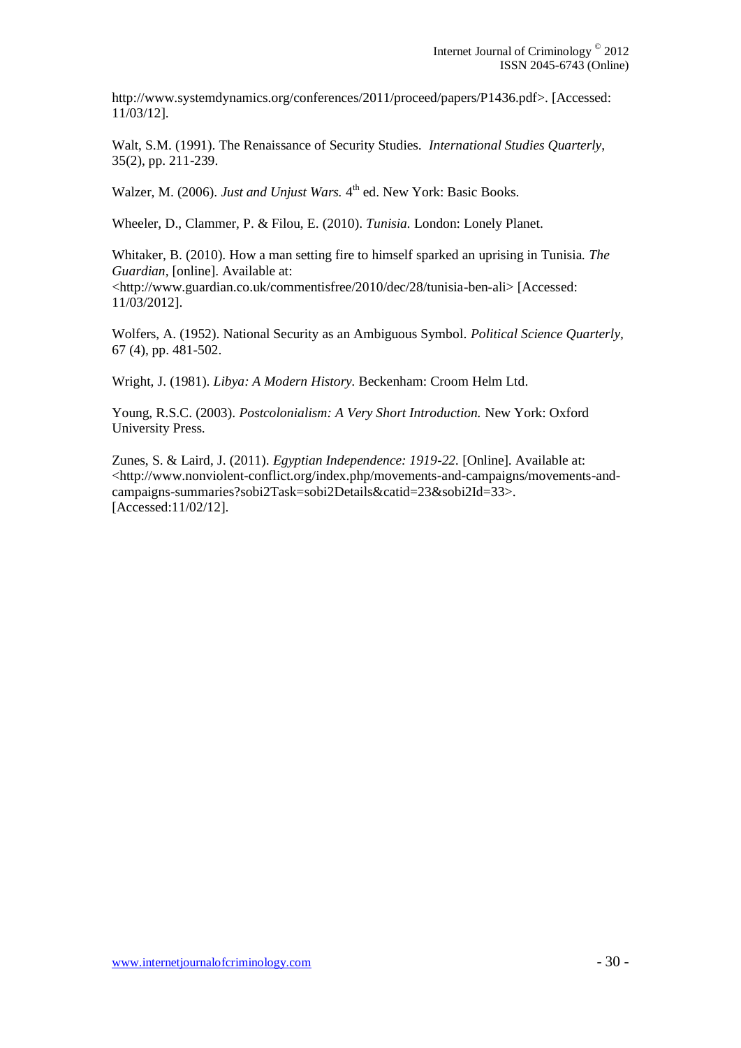http://www.systemdynamics.org/conferences/2011/proceed/papers/P1436.pdf>. [Accessed: 11/03/12].

Walt, S.M. (1991). The Renaissance of Security Studies. *International Studies Quarterly*, 35(2), pp. 211-239.

Walzer, M. (2006). *Just and Unjust Wars.* 4th ed. New York: Basic Books.

Wheeler, D., Clammer, P. & Filou, E. (2010). *Tunisia.* London: Lonely Planet.

Whitaker, B. (2010). How a man setting fire to himself sparked an uprising in Tunisia. *The Guardian*, [online]. Available at: <http://www.guardian.co.uk/commentisfree/2010/dec/28/tunisia-ben-ali> [Accessed: 11/03/2012].

Wolfers, A. (1952). National Security as an Ambiguous Symbol. *Political Science Quarterly*, 67 (4), pp. 481-502.

Wright, J. (1981). *Libya: A Modern History.* Beckenham: Croom Helm Ltd.

Young, R.S.C. (2003). *Postcolonialism: A Very Short Introduction.* New York: Oxford University Press.

Zunes, S. & Laird, J. (2011). *Egyptian Independence: 1919-22.* [Online]. Available at: <http://www.nonviolent-conflict.org/index.php/movements-and-campaigns/movements-and-campaigns-summaries?sobi2Task=sobi2Details&catid=23&sobi2Id=33>. [Accessed:11/02/12].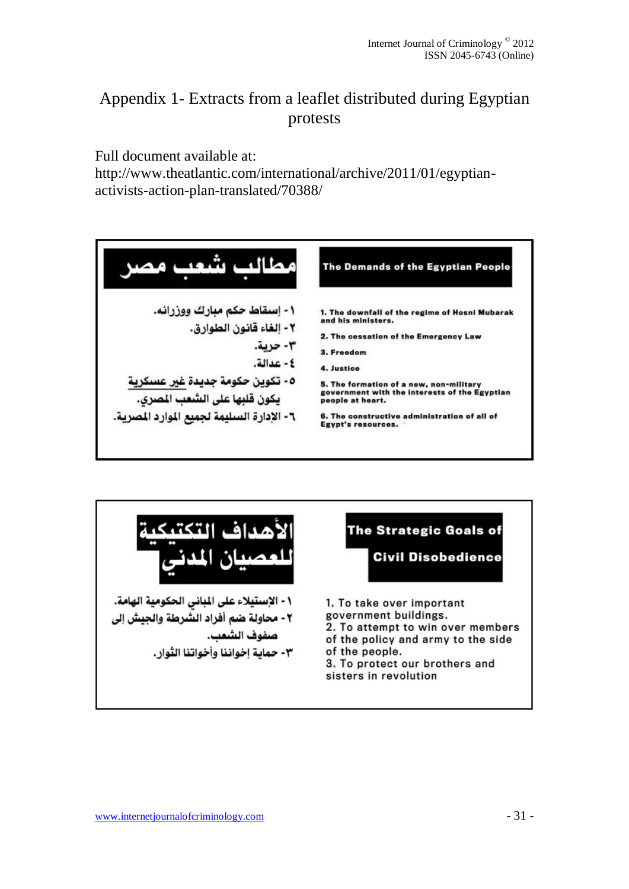# Appendix 1- Extracts from a leaflet distributed during Egyptian protests

Full document available at:
http://www.theatlantic.com/international/archive/2011/01/egyptian-activists-action-plan-translated/70388/

| مطالب شعب مصر | The Demands of the Egyptian People |
|---|---|
| ١- إسقاط حكم مبارك ووزرائه. | 1. The downfall of the regime of Hosni Mubarak and his ministers. |
| ٢- إلغاء قانون الطوارق. | 2. The cessation of the Emergency Law |
| ٣- حرية. | 3. Freedom |
| ٤- عدالة. | 4. Justice |
| ٥- تكوين حكومة جديدة غير عسكرية يكون قلبها على الشعب المصري. | 5. The formation of a new, non-military government with the interests of the Egyptian people at heart. |
| ٦- الإدارة السليمة لجميع الموارد المصرية. | 6. The constructive administration of all of Egypt's resources. |

| الأهداف التكتيكية للعصيان المدني | The Strategic Goals of Civil Disobedience |
|---|---|
| ١- الإستيلاء على المباني الحكومية الهامة. | 1. To take over important government buildings. |
| ٢- محاولة ضم أفراد الشرطة والجيش إلى صفوف الشعب. | 2. To attempt to win over members of the policy and army to the side of the people. |
| ٣- حماية إخواننا وأخواتنا الثوار. | 3. To protect our brothers and sisters in revolution |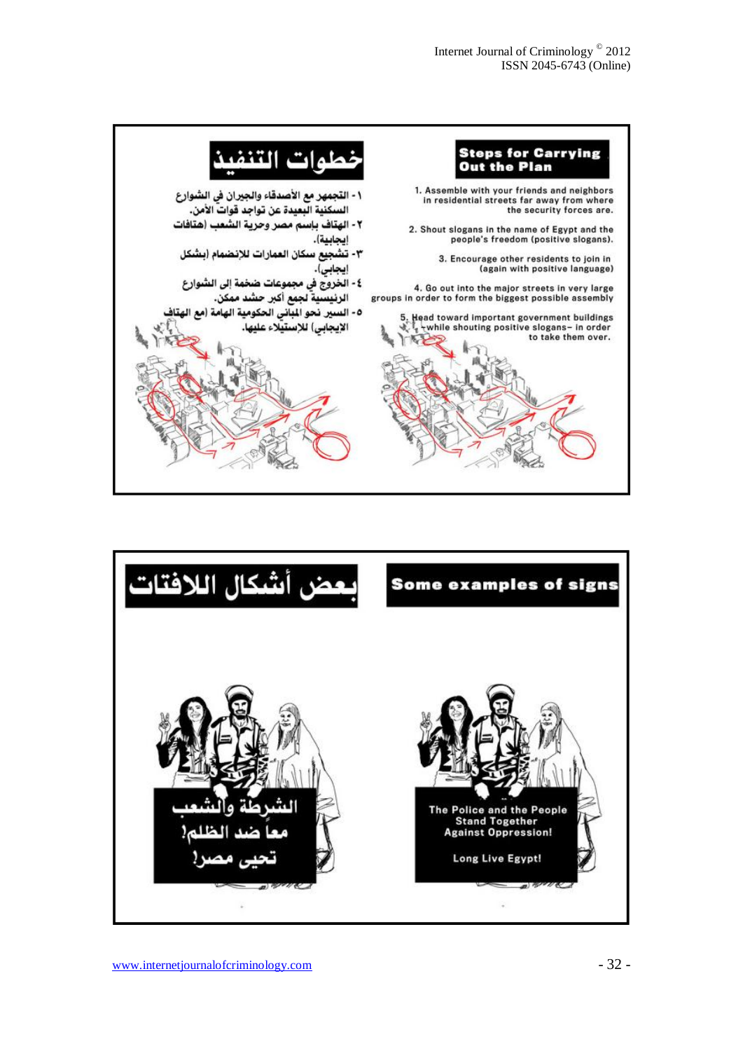## خطوات التنفيذ

١- التجمهر مع الأصدقاء والجيران في الشوارع السكنية البعيدة عن تواجد قوات الأمن.
٢- الهتاف بإسم مصر وحرية الشعب (هتافات إيجابية).
٣- تشجيع سكان العمارات للإنضمام (بشكل إيجابي).
٤- الخروج في مجموعات ضخمة إلى الشوارع الرئيسية لجمع أكبر حشد ممكن.
٥- السير نحو المباني الحكومية الهامة (مع الهتاف الإيجابي) للاستيلاء عليها.

## Steps for Carrying Out the Plan

1. Assemble with your friends and neighbors in residential streets far away from where the security forces are.

2. Shout slogans in the name of Egypt and the people's freedom (positive slogans).

3. Encourage other residents to join in (again with positive language)

4. Go out into the major streets in very large groups in order to form the biggest possible assembly

5. Head toward important government buildings while shouting positive slogans– in order to take them over.

## بعض أشكال اللافتات

الشرطة والشعب
معاً ضد الظلم!
تحيى مصر!

## Some examples of signs

The Police and the People Stand Together Against Oppression!

Long Live Egypt!